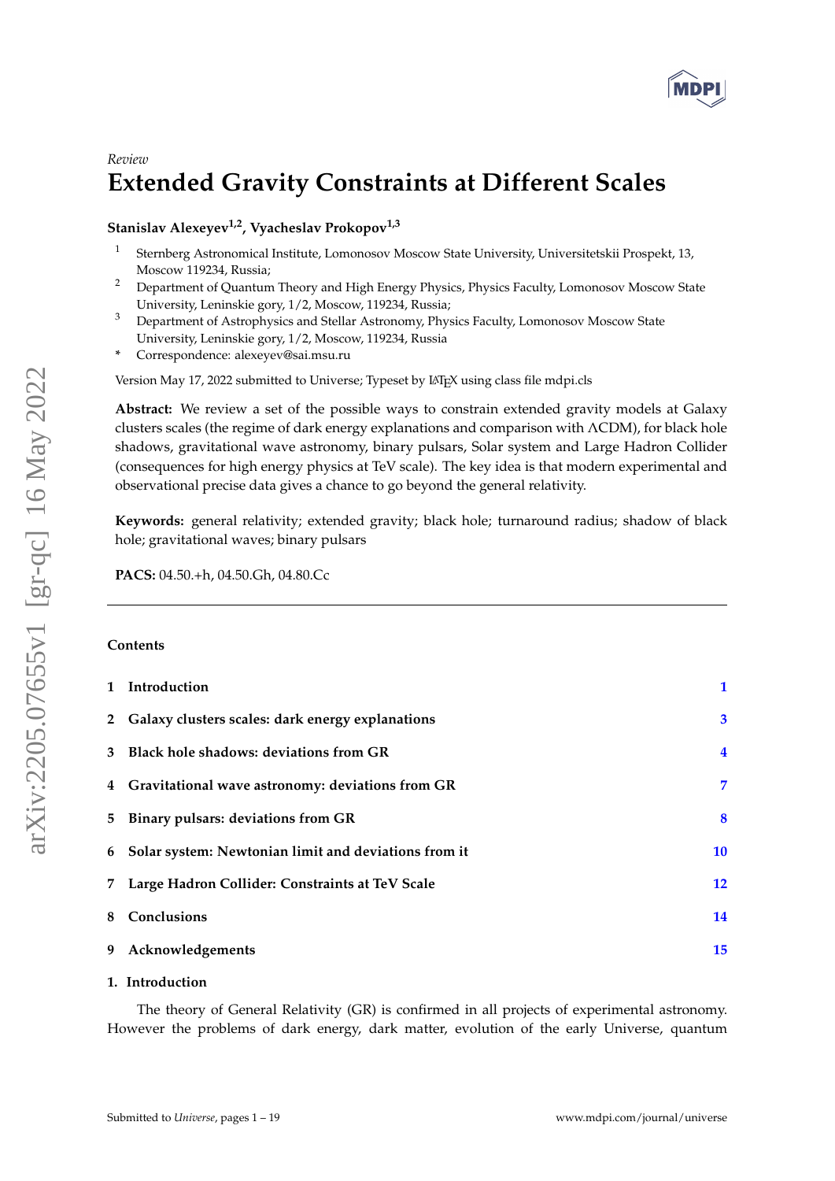*Review*

# Extended Gravity Constraints at Different Scales

**Stanislav Alexeyev[1,2], Vyacheslav Prokopov[1,3]**

[1] Sternberg Astronomical Institute, Lomonosov Moscow State University, Universitetskii Prospekt, 13, Moscow 119234, Russia;

[2] Department of Quantum Theory and High Energy Physics, Physics Faculty, Lomonosov Moscow State University, Leninskie gory, 1/2, Moscow, 119234, Russia;

[3] Department of Astrophysics and Stellar Astronomy, Physics Faculty, Lomonosov Moscow State University, Leninskie gory, 1/2, Moscow, 119234, Russia

* Correspondence: alexeyev@sai.msu.ru

Version May 17, 2022 submitted to Universe; Typeset by LaTeX using class file mdpi.cls

**Abstract:** We review a set of the possible ways to constrain extended gravity models at Galaxy clusters scales (the regime of dark energy explanations and comparison with ΛCDM), for black hole shadows, gravitational wave astronomy, binary pulsars, Solar system and Large Hadron Collider (consequences for high energy physics at TeV scale). The key idea is that modern experimental and observational precise data gives a chance to go beyond the general relativity.

**Keywords:** general relativity; extended gravity; black hole; turnaround radius; shadow of black hole; gravitational waves; binary pulsars

**PACS:** 04.50.+h, 04.50.Gh, 04.80.Cc

**Contents**

1 Introduction 1

2 Galaxy clusters scales: dark energy explanations 3

3 Black hole shadows: deviations from GR 4

4 Gravitational wave astronomy: deviations from GR 7

5 Binary pulsars: deviations from GR 8

6 Solar system: Newtonian limit and deviations from it 10

7 Large Hadron Collider: Constraints at TeV Scale 12

8 Conclusions 14

9 Acknowledgements 15

## 1. Introduction

The theory of General Relativity (GR) is confirmed in all projects of experimental astronomy. However the problems of dark energy, dark matter, evolution of the early Universe, quantum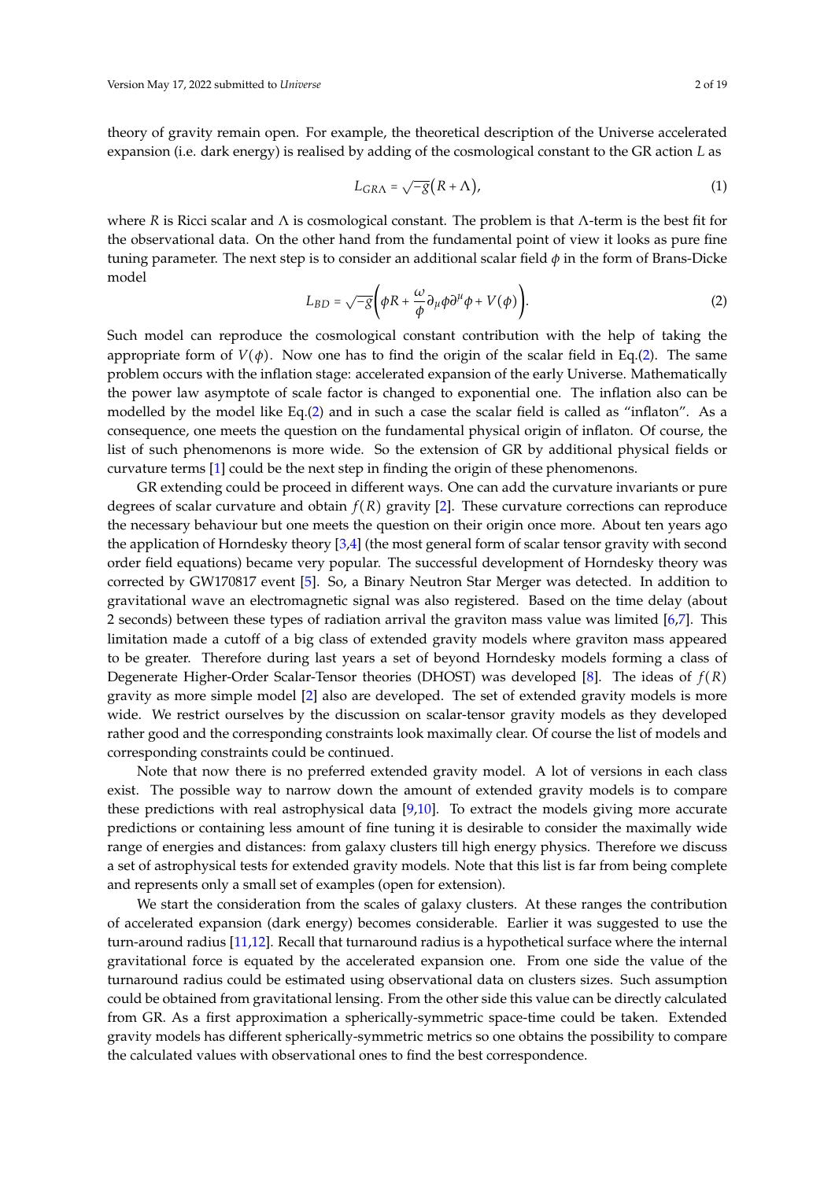theory of gravity remain open. For example, the theoretical description of the Universe accelerated expansion (i.e. dark energy) is realised by adding of the cosmological constant to the GR action $L$ as

$$L_{GR\Lambda} = \sqrt{-g}\big(R + \Lambda\big), \tag{1}$$

where $R$ is Ricci scalar and $\Lambda$ is cosmological constant. The problem is that $\Lambda$-term is the best fit for the observational data. On the other hand from the fundamental point of view it looks as pure fine tuning parameter. The next step is to consider an additional scalar field $\phi$ in the form of Brans-Dicke model

$$L_{BD} = \sqrt{-g}\bigg(\phi R + \frac{\omega}{\phi}\partial_\mu\phi\partial^\mu\phi + V(\phi)\bigg). \tag{2}$$

Such model can reproduce the cosmological constant contribution with the help of taking the appropriate form of $V(\phi)$. Now one has to find the origin of the scalar field in Eq.(2). The same problem occurs with the inflation stage: accelerated expansion of the early Universe. Mathematically the power law asymptote of scale factor is changed to exponential one. The inflation also can be modelled by the model like Eq.(2) and in such a case the scalar field is called as "inflaton". As a consequence, one meets the question on the fundamental physical origin of inflaton. Of course, the list of such phenomenons is more wide. So the extension of GR by additional physical fields or curvature terms [1] could be the next step in finding the origin of these phenomenons.

GR extending could be proceed in different ways. One can add the curvature invariants or pure degrees of scalar curvature and obtain $f(R)$ gravity [2]. These curvature corrections can reproduce the necessary behaviour but one meets the question on their origin once more. About ten years ago the application of Horndesky theory [3,4] (the most general form of scalar tensor gravity with second order field equations) became very popular. The successful development of Horndesky theory was corrected by GW170817 event [5]. So, a Binary Neutron Star Merger was detected. In addition to gravitational wave an electromagnetic signal was also registered. Based on the time delay (about 2 seconds) between these types of radiation arrival the graviton mass value was limited [6,7]. This limitation made a cutoff of a big class of extended gravity models where graviton mass appeared to be greater. Therefore during last years a set of beyond Horndesky models forming a class of Degenerate Higher-Order Scalar-Tensor theories (DHOST) was developed [8]. The ideas of $f(R)$ gravity as more simple model [2] also are developed. The set of extended gravity models is more wide. We restrict ourselves by the discussion on scalar-tensor gravity models as they developed rather good and the corresponding constraints look maximally clear. Of course the list of models and corresponding constraints could be continued.

Note that now there is no preferred extended gravity model. A lot of versions in each class exist. The possible way to narrow down the amount of extended gravity models is to compare these predictions with real astrophysical data [9,10]. To extract the models giving more accurate predictions or containing less amount of fine tuning it is desirable to consider the maximally wide range of energies and distances: from galaxy clusters till high energy physics. Therefore we discuss a set of astrophysical tests for extended gravity models. Note that this list is far from being complete and represents only a small set of examples (open for extension).

We start the consideration from the scales of galaxy clusters. At these ranges the contribution of accelerated expansion (dark energy) becomes considerable. Earlier it was suggested to use the turn-around radius [11,12]. Recall that turnaround radius is a hypothetical surface where the internal gravitational force is equated by the accelerated expansion one. From one side the value of the turnaround radius could be estimated using observational data on clusters sizes. Such assumption could be obtained from gravitational lensing. From the other side this value can be directly calculated from GR. As a first approximation a spherically-symmetric space-time could be taken. Extended gravity models has different spherically-symmetric metrics so one obtains the possibility to compare the calculated values with observational ones to find the best correspondence.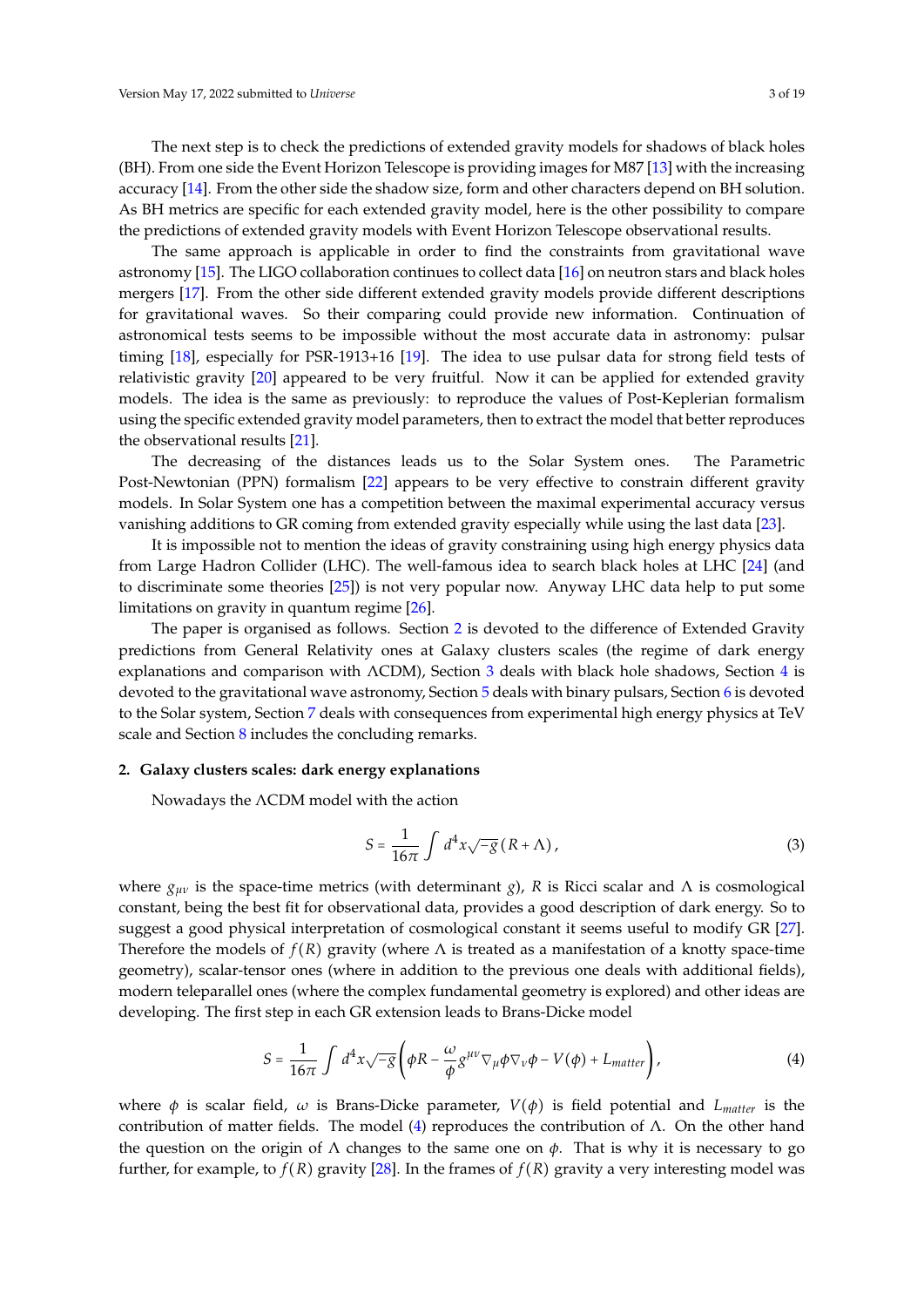The next step is to check the predictions of extended gravity models for shadows of black holes (BH). From one side the Event Horizon Telescope is providing images for M87 [13] with the increasing accuracy [14]. From the other side the shadow size, form and other characters depend on BH solution. As BH metrics are specific for each extended gravity model, here is the other possibility to compare the predictions of extended gravity models with Event Horizon Telescope observational results.

The same approach is applicable in order to find the constraints from gravitational wave astronomy [15]. The LIGO collaboration continues to collect data [16] on neutron stars and black holes mergers [17]. From the other side different extended gravity models provide different descriptions for gravitational waves. So their comparing could provide new information. Continuation of astronomical tests seems to be impossible without the most accurate data in astronomy: pulsar timing [18], especially for PSR-1913+16 [19]. The idea to use pulsar data for strong field tests of relativistic gravity [20] appeared to be very fruitful. Now it can be applied for extended gravity models. The idea is the same as previously: to reproduce the values of Post-Keplerian formalism using the specific extended gravity model parameters, then to extract the model that better reproduces the observational results [21].

The decreasing of the distances leads us to the Solar System ones. The Parametric Post-Newtonian (PPN) formalism [22] appears to be very effective to constrain different gravity models. In Solar System one has a competition between the maximal experimental accuracy versus vanishing additions to GR coming from extended gravity especially while using the last data [23].

It is impossible not to mention the ideas of gravity constraining using high energy physics data from Large Hadron Collider (LHC). The well-famous idea to search black holes at LHC [24] (and to discriminate some theories [25]) is not very popular now. Anyway LHC data help to put some limitations on gravity in quantum regime [26].

The paper is organised as follows. Section 2 is devoted to the difference of Extended Gravity predictions from General Relativity ones at Galaxy clusters scales (the regime of dark energy explanations and comparison with ΛCDM), Section 3 deals with black hole shadows, Section 4 is devoted to the gravitational wave astronomy, Section 5 deals with binary pulsars, Section 6 is devoted to the Solar system, Section 7 deals with consequences from experimental high energy physics at TeV scale and Section 8 includes the concluding remarks.

## 2. Galaxy clusters scales: dark energy explanations

Nowadays the ΛCDM model with the action

$$S = \frac{1}{16\pi} \int d^4x \sqrt{-g} \left( R + \Lambda \right), \tag{3}$$

where $g_{\mu\nu}$ is the space-time metrics (with determinant $g$), $R$ is Ricci scalar and $\Lambda$ is cosmological constant, being the best fit for observational data, provides a good description of dark energy. So to suggest a good physical interpretation of cosmological constant it seems useful to modify GR [27]. Therefore the models of $f(R)$ gravity (where $\Lambda$ is treated as a manifestation of a knotty space-time geometry), scalar-tensor ones (where in addition to the previous one deals with additional fields), modern teleparallel ones (where the complex fundamental geometry is explored) and other ideas are developing. The first step in each GR extension leads to Brans-Dicke model

$$S = \frac{1}{16\pi} \int d^4x \sqrt{-g} \left( \phi R - \frac{\omega}{\phi} g^{\mu\nu} \nabla_\mu \phi \nabla_\nu \phi - V(\phi) + L_{matter} \right), \tag{4}$$

where $\phi$ is scalar field, $\omega$ is Brans-Dicke parameter, $V(\phi)$ is field potential and $L_{matter}$ is the contribution of matter fields. The model (4) reproduces the contribution of $\Lambda$. On the other hand the question on the origin of $\Lambda$ changes to the same one on $\phi$. That is why it is necessary to go further, for example, to $f(R)$ gravity [28]. In the frames of $f(R)$ gravity a very interesting model was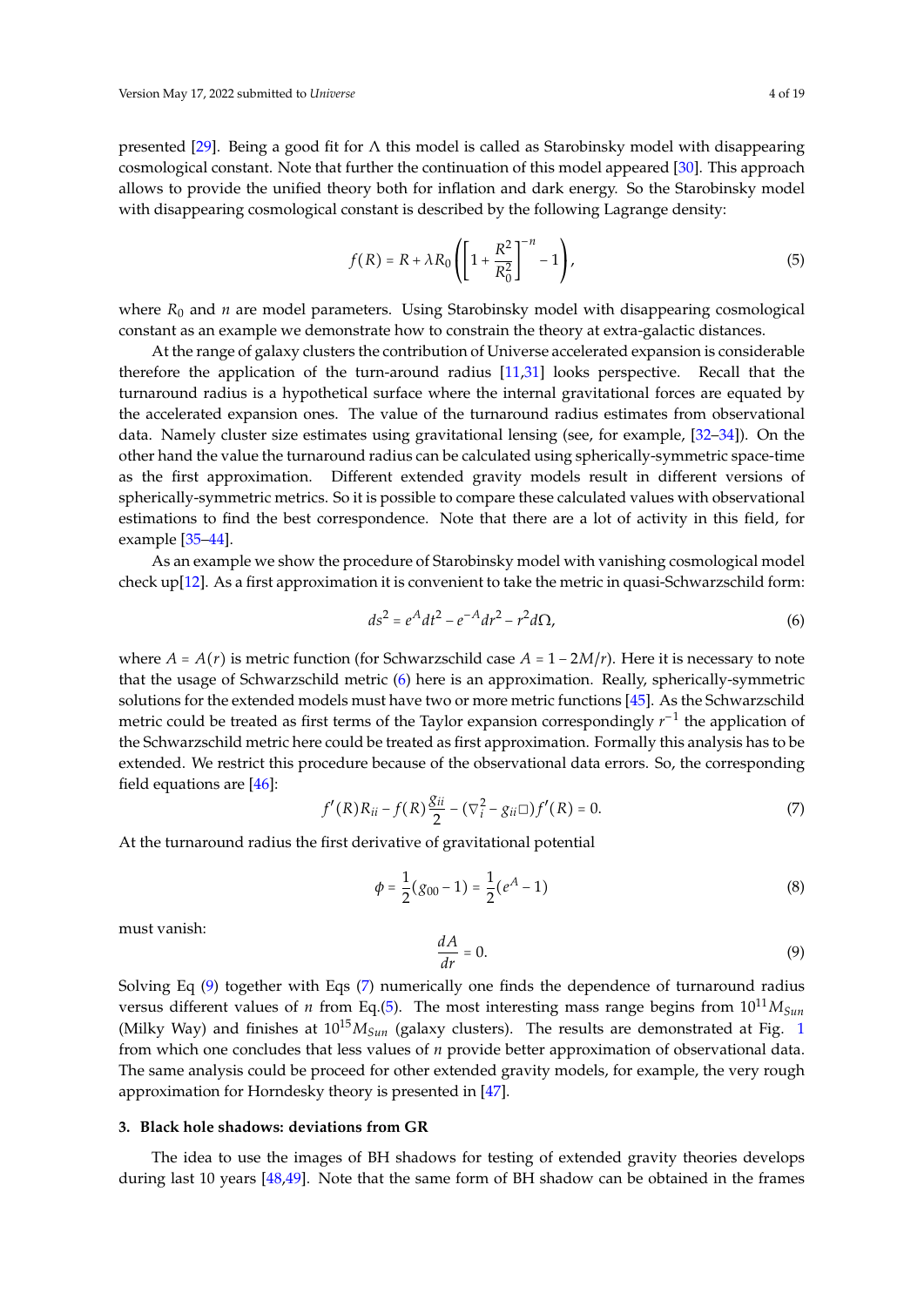presented [29]. Being a good fit for $\Lambda$ this model is called as Starobinsky model with disappearing cosmological constant. Note that further the continuation of this model appeared [30]. This approach allows to provide the unified theory both for inflation and dark energy. So the Starobinsky model with disappearing cosmological constant is described by the following Lagrange density:

$$f(R) = R + \lambda R_0 \left( \left[ 1 + \frac{R^2}{R_0^2} \right]^{-n} - 1 \right), \tag{5}$$

where $R_0$ and $n$ are model parameters. Using Starobinsky model with disappearing cosmological constant as an example we demonstrate how to constrain the theory at extra-galactic distances.

At the range of galaxy clusters the contribution of Universe accelerated expansion is considerable therefore the application of the turn-around radius [11,31] looks perspective. Recall that the turnaround radius is a hypothetical surface where the internal gravitational forces are equated by the accelerated expansion ones. The value of the turnaround radius estimates from observational data. Namely cluster size estimates using gravitational lensing (see, for example, [32–34]). On the other hand the value the turnaround radius can be calculated using spherically-symmetric space-time as the first approximation. Different extended gravity models result in different versions of spherically-symmetric metrics. So it is possible to compare these calculated values with observational estimations to find the best correspondence. Note that there are a lot of activity in this field, for example [35–44].

As an example we show the procedure of Starobinsky model with vanishing cosmological model check up[12]. As a first approximation it is convenient to take the metric in quasi-Schwarzschild form:

$$ds^2 = e^A dt^2 - e^{-A} dr^2 - r^2 d\Omega, \tag{6}$$

where $A = A(r)$ is metric function (for Schwarzschild case $A = 1 - 2M/r$). Here it is necessary to note that the usage of Schwarzschild metric (6) here is an approximation. Really, spherically-symmetric solutions for the extended models must have two or more metric functions [45]. As the Schwarzschild metric could be treated as first terms of the Taylor expansion correspondingly $r^{-1}$ the application of the Schwarzschild metric here could be treated as first approximation. Formally this analysis has to be extended. We restrict this procedure because of the observational data errors. So, the corresponding field equations are [46]:

$$f'(R)R_{ii} - f(R)\frac{g_{ii}}{2} - (\nabla_i^2 - g_{ii}\Box)f'(R) = 0. \tag{7}$$

At the turnaround radius the first derivative of gravitational potential

$$\phi = \frac{1}{2}(g_{00} - 1) = \frac{1}{2}(e^A - 1) \tag{8}$$

must vanish:

$$\frac{dA}{dr} = 0. \tag{9}$$

Solving Eq (9) together with Eqs (7) numerically one finds the dependence of turnaround radius versus different values of $n$ from Eq.(5). The most interesting mass range begins from $10^{11} M_{Sun}$ (Milky Way) and finishes at $10^{15} M_{Sun}$ (galaxy clusters). The results are demonstrated at Fig. 1 from which one concludes that less values of $n$ provide better approximation of observational data. The same analysis could be proceed for other extended gravity models, for example, the very rough approximation for Horndesky theory is presented in [47].

### 3. Black hole shadows: deviations from GR

The idea to use the images of BH shadows for testing of extended gravity theories develops during last 10 years [48,49]. Note that the same form of BH shadow can be obtained in the frames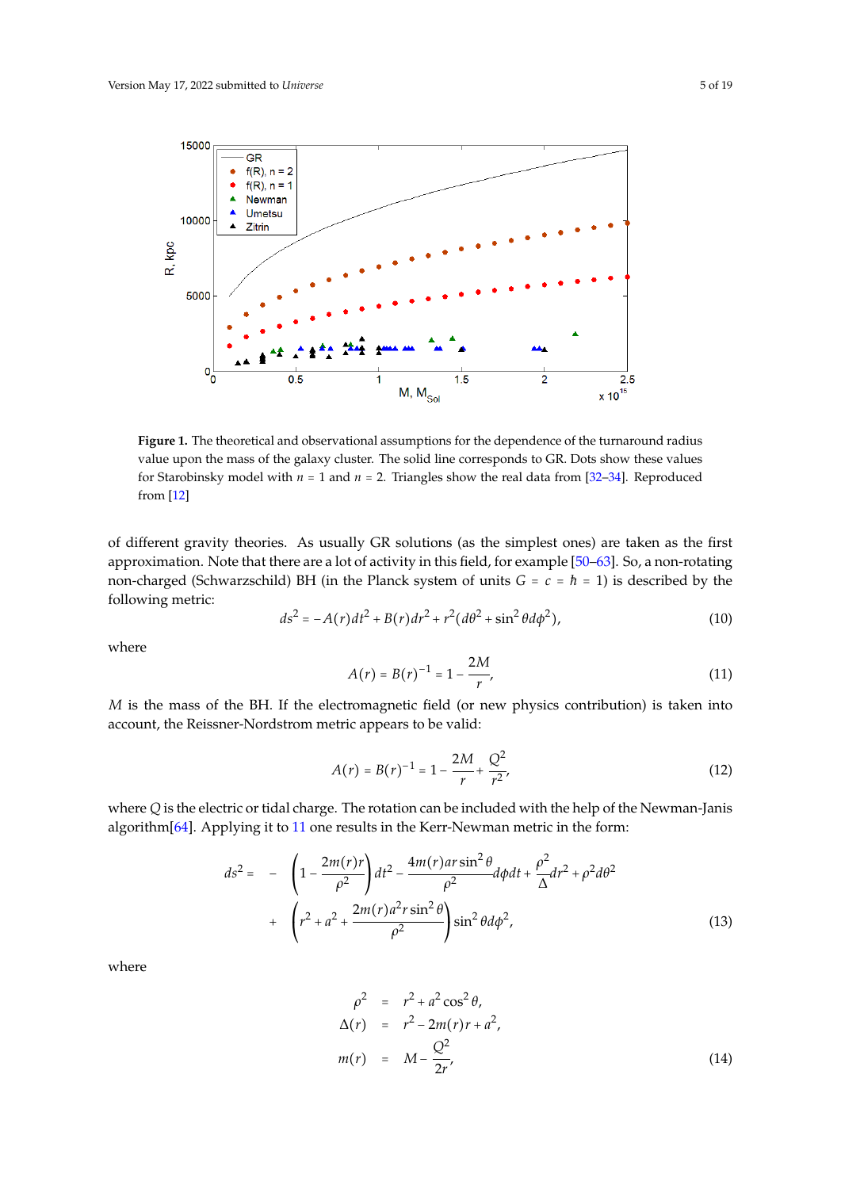**Figure 1.** The theoretical and observational assumptions for the dependence of the turnaround radius value upon the mass of the galaxy cluster. The solid line corresponds to GR. Dots show these values for Starobinsky model with $n = 1$ and $n = 2$. Triangles show the real data from [32–34]. Reproduced from [12]

of different gravity theories. As usually GR solutions (as the simplest ones) are taken as the first approximation. Note that there are a lot of activity in this field, for example [50–63]. So, a non-rotating non-charged (Schwarzschild) BH (in the Planck system of units $G = c = \hbar = 1$) is described by the following metric:

$$ds^2 = -A(r)dt^2 + B(r)dr^2 + r^2(d\theta^2 + \sin^2\theta d\phi^2), \tag{10}$$

where

$$A(r) = B(r)^{-1} = 1 - \frac{2M}{r}, \tag{11}$$

$M$ is the mass of the BH. If the electromagnetic field (or new physics contribution) is taken into account, the Reissner-Nordstrom metric appears to be valid:

$$A(r) = B(r)^{-1} = 1 - \frac{2M}{r} + \frac{Q^2}{r^2}, \tag{12}$$

where $Q$ is the electric or tidal charge. The rotation can be included with the help of the Newman-Janis algorithm[64]. Applying it to 11 one results in the Kerr-Newman metric in the form:

$$\begin{aligned} ds^2 = & - \left(1 - \frac{2m(r)r}{\rho^2}\right)dt^2 - \frac{4m(r)ar\sin^2\theta}{\rho^2}d\phi dt + \frac{\rho^2}{\Delta}dr^2 + \rho^2 d\theta^2 \\ & + \left(r^2 + a^2 + \frac{2m(r)a^2 r\sin^2\theta}{\rho^2}\right)\sin^2\theta d\phi^2, \end{aligned} \tag{13}$$

where

$$\begin{aligned} \rho^2 &= r^2 + a^2\cos^2\theta, \\ \Delta(r) &= r^2 - 2m(r)r + a^2, \\ m(r) &= M - \frac{Q^2}{2r}, \end{aligned} \tag{14}$$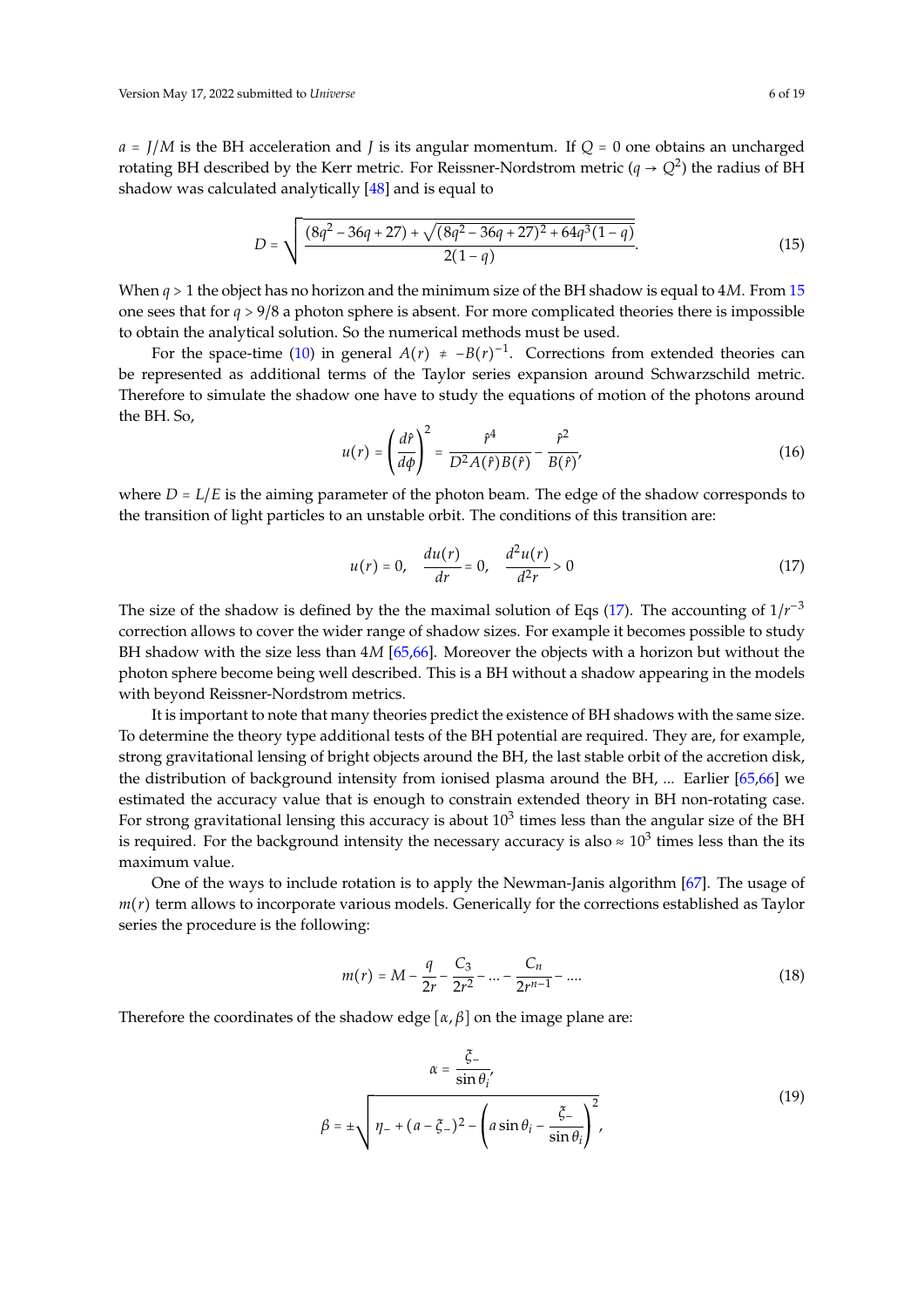$a = J/M$ is the BH acceleration and $J$ is its angular momentum. If $Q = 0$ one obtains an uncharged rotating BH described by the Kerr metric. For Reissner-Nordstrom metric ($q \to Q^2$) the radius of BH shadow was calculated analytically [48] and is equal to

$$D = \sqrt{\frac{(8q^2 - 36q + 27) + \sqrt{(8q^2 - 36q + 27)^2 + 64q^3(1-q)}}{2(1-q)}}. \tag{15}$$

When $q > 1$ the object has no horizon and the minimum size of the BH shadow is equal to $4M$. From 15 one sees that for $q > 9/8$ a photon sphere is absent. For more complicated theories there is impossible to obtain the analytical solution. So the numerical methods must be used.

For the space-time (10) in general $A(r) \neq -B(r)^{-1}$. Corrections from extended theories can be represented as additional terms of the Taylor series expansion around Schwarzschild metric. Therefore to simulate the shadow one have to study the equations of motion of the photons around the BH. So,

$$u(r) = \left(\frac{d\hat{r}}{d\phi}\right)^2 = \frac{\hat{r}^4}{D^2 A(\hat{r}) B(\hat{r})} - \frac{\hat{r}^2}{B(\hat{r})}, \tag{16}$$

where $D = L/E$ is the aiming parameter of the photon beam. The edge of the shadow corresponds to the transition of light particles to an unstable orbit. The conditions of this transition are:

$$u(r) = 0, \quad \frac{du(r)}{dr} = 0, \quad \frac{d^2u(r)}{d^2r} > 0 \tag{17}$$

The size of the shadow is defined by the the maximal solution of Eqs (17). The accounting of $1/r^{-3}$ correction allows to cover the wider range of shadow sizes. For example it becomes possible to study BH shadow with the size less than $4M$ [65,66]. Moreover the objects with a horizon but without the photon sphere become being well described. This is a BH without a shadow appearing in the models with beyond Reissner-Nordstrom metrics.

It is important to note that many theories predict the existence of BH shadows with the same size. To determine the theory type additional tests of the BH potential are required. They are, for example, strong gravitational lensing of bright objects around the BH, the last stable orbit of the accretion disk, the distribution of background intensity from ionised plasma around the BH, ... Earlier [65,66] we estimated the accuracy value that is enough to constrain extended theory in BH non-rotating case. For strong gravitational lensing this accuracy is about $10^3$ times less than the angular size of the BH is required. For the background intensity the necessary accuracy is also $\approx 10^3$ times less than the its maximum value.

One of the ways to include rotation is to apply the Newman-Janis algorithm [67]. The usage of $m(r)$ term allows to incorporate various models. Generically for the corrections established as Taylor series the procedure is the following:

$$m(r) = M - \frac{q}{2r} - \frac{C_3}{2r^2} - \ldots - \frac{C_n}{2r^{n-1}} - \ldots. \tag{18}$$

Therefore the coordinates of the shadow edge $[\alpha, \beta]$ on the image plane are:

$$\alpha = \frac{\xi_-}{\sin\theta_i},$$
$$\beta = \pm\sqrt{\eta_- + (a - \xi_-)^2 - \left(a\sin\theta_i - \frac{\xi_-}{\sin\theta_i}\right)^2}, \tag{19}$$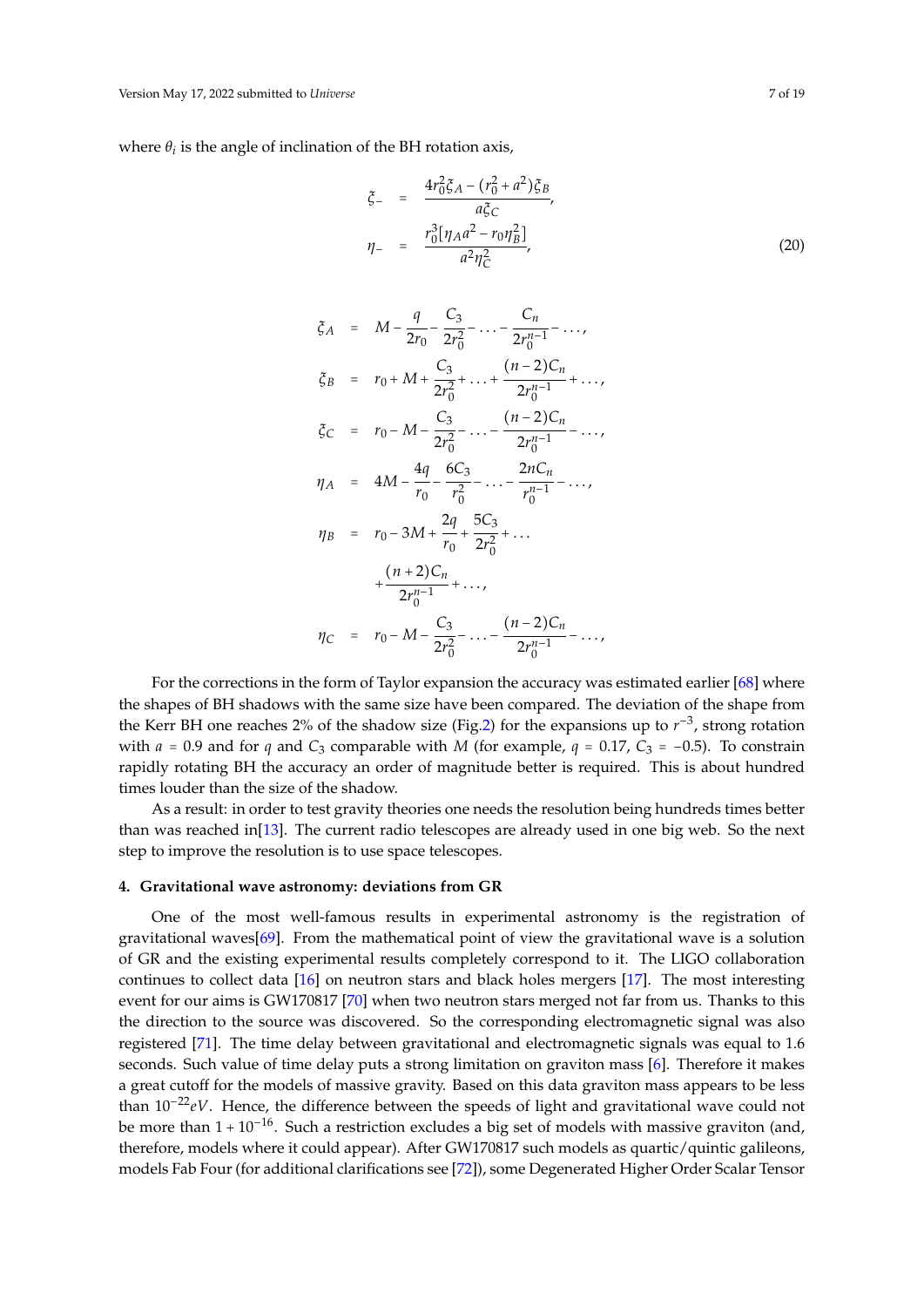where $\theta_i$ is the angle of inclination of the BH rotation axis,

$$
\begin{aligned}
\xi_- &= \frac{4r_0^2\xi_A - (r_0^2+a^2)\xi_B}{a\xi_C}, \\
\eta_- &= \frac{r_0^3[\eta_A a^2 - r_0\eta_B^2]}{a^2\eta_C^2},
\end{aligned}
\tag{20}
$$

$$
\begin{aligned}
\xi_A &= M - \frac{q}{2r_0} - \frac{C_3}{2r_0^2} - \ldots - \frac{C_n}{2r_0^{n-1}} - \ldots, \\
\xi_B &= r_0 + M + \frac{C_3}{2r_0^2} + \ldots + \frac{(n-2)C_n}{2r_0^{n-1}} + \ldots, \\
\xi_C &= r_0 - M - \frac{C_3}{2r_0^2} - \ldots - \frac{(n-2)C_n}{2r_0^{n-1}} - \ldots, \\
\eta_A &= 4M - \frac{4q}{r_0} - \frac{6C_3}{r_0^2} - \ldots - \frac{2nC_n}{r_0^{n-1}} - \ldots, \\
\eta_B &= r_0 - 3M + \frac{2q}{r_0} + \frac{5C_3}{2r_0^2} + \ldots \\
&\quad + \frac{(n+2)C_n}{2r_0^{n-1}} + \ldots, \\
\eta_C &= r_0 - M - \frac{C_3}{2r_0^2} - \ldots - \frac{(n-2)C_n}{2r_0^{n-1}} - \ldots,
\end{aligned}
$$

For the corrections in the form of Taylor expansion the accuracy was estimated earlier [68] where the shapes of BH shadows with the same size have been compared. The deviation of the shape from the Kerr BH one reaches 2% of the shadow size (Fig.2) for the expansions up to $r^{-3}$, strong rotation with $a = 0.9$ and for $q$ and $C_3$ comparable with $M$ (for example, $q = 0.17$, $C_3 = -0.5$). To constrain rapidly rotating BH the accuracy an order of magnitude better is required. This is about hundred times louder than the size of the shadow.

As a result: in order to test gravity theories one needs the resolution being hundreds times better than was reached in[13]. The current radio telescopes are already used in one big web. So the next step to improve the resolution is to use space telescopes.

## 4. Gravitational wave astronomy: deviations from GR

One of the most well-famous results in experimental astronomy is the registration of gravitational waves[69]. From the mathematical point of view the gravitational wave is a solution of GR and the existing experimental results completely correspond to it. The LIGO collaboration continues to collect data [16] on neutron stars and black holes mergers [17]. The most interesting event for our aims is GW170817 [70] when two neutron stars merged not far from us. Thanks to this the direction to the source was discovered. So the corresponding electromagnetic signal was also registered [71]. The time delay between gravitational and electromagnetic signals was equal to 1.6 seconds. Such value of time delay puts a strong limitation on graviton mass [6]. Therefore it makes a great cutoff for the models of massive gravity. Based on this data graviton mass appears to be less than $10^{-22}eV$. Hence, the difference between the speeds of light and gravitational wave could not be more than $1 + 10^{-16}$. Such a restriction excludes a big set of models with massive graviton (and, therefore, models where it could appear). After GW170817 such models as quartic/quintic galileons, models Fab Four (for additional clarifications see [72]), some Degenerated Higher Order Scalar Tensor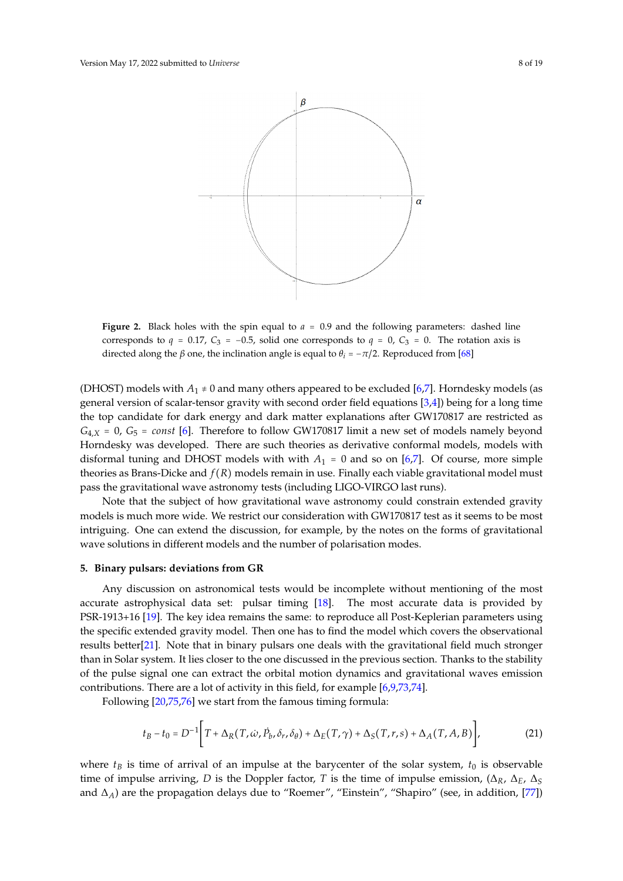**Figure 2.** Black holes with the spin equal to $a = 0.9$ and the following parameters: dashed line corresponds to $q = 0.17$, $C_3 = -0.5$, solid one corresponds to $q = 0$, $C_3 = 0$. The rotation axis is directed along the $\beta$ one, the inclination angle is equal to $\theta_i = -\pi/2$. Reproduced from [68]

(DHOST) models with $A_1 \neq 0$ and many others appeared to be excluded [6,7]. Horndesky models (as general version of scalar-tensor gravity with second order field equations [3,4]) being for a long time the top candidate for dark energy and dark matter explanations after GW170817 are restricted as $G_{4,X} = 0$, $G_5 = const$ [6]. Therefore to follow GW170817 limit a new set of models namely beyond Horndesky was developed. There are such theories as derivative conformal models, models with disformal tuning and DHOST models with with $A_1 = 0$ and so on [6,7]. Of course, more simple theories as Brans-Dicke and $f(R)$ models remain in use. Finally each viable gravitational model must pass the gravitational wave astronomy tests (including LIGO-VIRGO last runs).

Note that the subject of how gravitational wave astronomy could constrain extended gravity models is much more wide. We restrict our consideration with GW170817 test as it seems to be most intriguing. One can extend the discussion, for example, by the notes on the forms of gravitational wave solutions in different models and the number of polarisation modes.

## 5. Binary pulsars: deviations from GR

Any discussion on astronomical tests would be incomplete without mentioning of the most accurate astrophysical data set: pulsar timing [18]. The most accurate data is provided by PSR-1913+16 [19]. The key idea remains the same: to reproduce all Post-Keplerian parameters using the specific extended gravity model. Then one has to find the model which covers the observational results better[21]. Note that in binary pulsars one deals with the gravitational field much stronger than in Solar system. It lies closer to the one discussed in the previous section. Thanks to the stability of the pulse signal one can extract the orbital motion dynamics and gravitational waves emission contributions. There are a lot of activity in this field, for example [6,9,73,74].

Following [20,75,76] we start from the famous timing formula:

$$t_B - t_0 = D^{-1}\left[T + \Delta_R(T, \dot{\omega}, \dot{P}_b, \delta_r, \delta_\theta) + \Delta_E(T, \gamma) + \Delta_S(T, r, s) + \Delta_A(T, A, B)\right], \tag{21}$$

where $t_B$ is time of arrival of an impulse at the barycenter of the solar system, $t_0$ is observable time of impulse arriving, $D$ is the Doppler factor, $T$ is the time of impulse emission, ($\Delta_R$, $\Delta_E$, $\Delta_S$ and $\Delta_A$) are the propagation delays due to "Roemer", "Einstein", "Shapiro" (see, in addition, [77])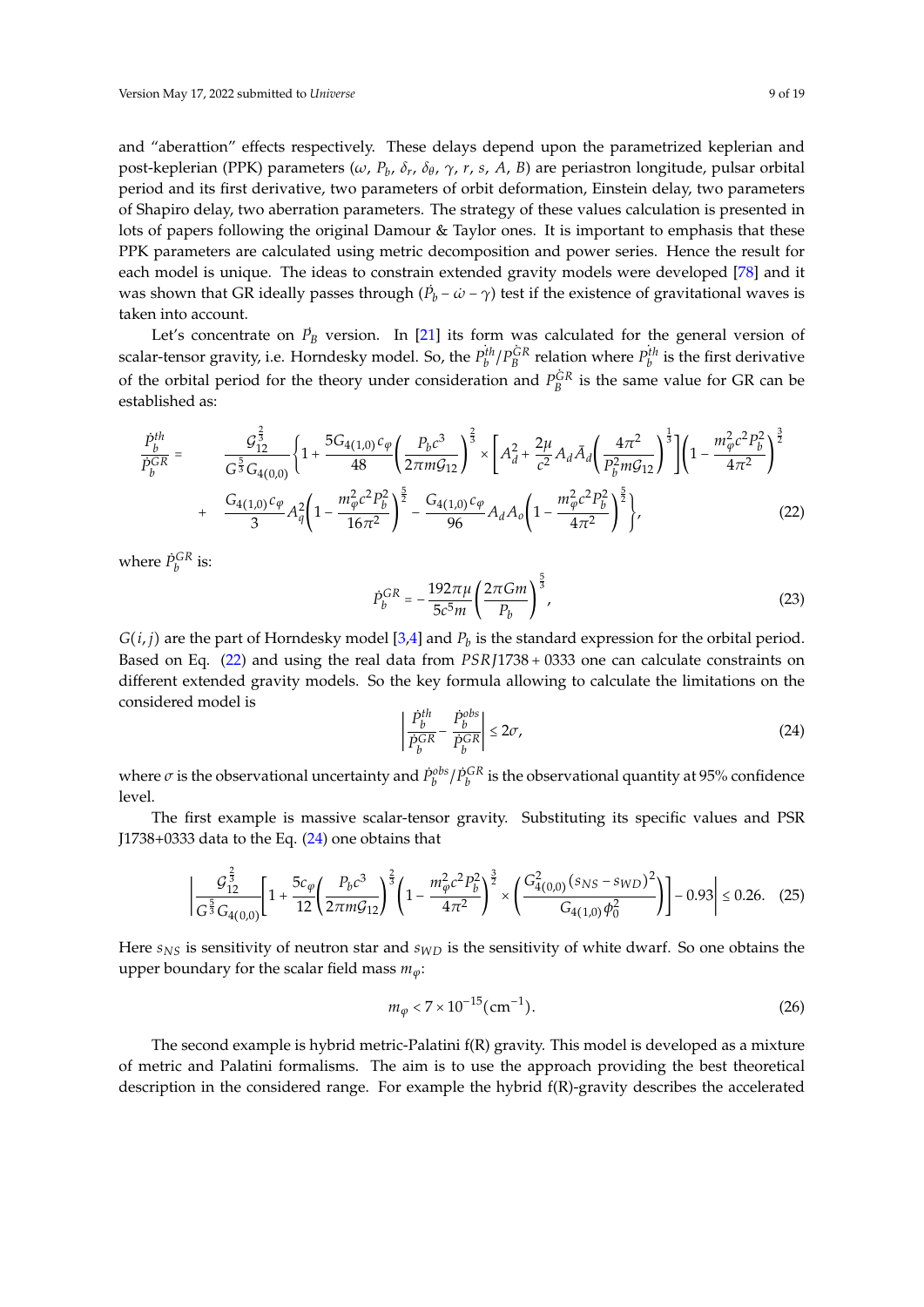and "aberattion" effects respectively. These delays depend upon the parametrized keplerian and post-keplerian (PPK) parameters ($\omega$, $P_b$, $\delta_r$, $\delta_\theta$, $\gamma$, $r$, $s$, $A$, $B$) are periastron longitude, pulsar orbital period and its first derivative, two parameters of orbit deformation, Einstein delay, two parameters of Shapiro delay, two aberration parameters. The strategy of these values calculation is presented in lots of papers following the original Damour & Taylor ones. It is important to emphasis that these PPK parameters are calculated using metric decomposition and power series. Hence the result for each model is unique. The ideas to constrain extended gravity models were developed [78] and it was shown that GR ideally passes through ($\dot{P}_b - \dot{\omega} - \gamma$) test if the existence of gravitational waves is taken into account.

Let's concentrate on $\dot{P}_B$ version. In [21] its form was calculated for the general version of scalar-tensor gravity, i.e. Horndesky model. So, the $\dot{P_b^{th}}/\dot{P_B^{GR}}$ relation where $\dot{P_b^{th}}$ is the first derivative of the orbital period for the theory under consideration and $\dot{P_B^{GR}}$ is the same value for GR can be established as:

$$
\begin{aligned}
\frac{\dot{P}_b^{th}}{\dot{P}_b^{GR}} = \quad & \frac{\mathcal{G}_{12}^{\frac{2}{3}}}{G^{\frac{5}{3}} G_{4(0,0)}} \left\{ 1 + \frac{5 G_{4(1,0)} c_\varphi}{48} \left( \frac{P_b c^3}{2\pi m \mathcal{G}_{12}} \right)^{\frac{2}{3}} \times \left[ A_d^2 + \frac{2\mu}{c^2} A_d \bar{A}_d \left( \frac{4\pi^2}{P_b^2 m \mathcal{G}_{12}} \right)^{\frac{1}{3}} \right] \left( 1 - \frac{m_\varphi^2 c^2 P_b^2}{4\pi^2} \right)^{\frac{3}{2}} \right. \\
+ \quad & \left. \frac{G_{4(1,0)} c_\varphi}{3} A_q^2 \left( 1 - \frac{m_\varphi^2 c^2 P_b^2}{16\pi^2} \right)^{\frac{5}{2}} - \frac{G_{4(1,0)} c_\varphi}{96} A_d A_o \left( 1 - \frac{m_\varphi^2 c^2 P_b^2}{4\pi^2} \right)^{\frac{5}{2}} \right\},
\end{aligned} \tag{22}
$$

where $\dot{P}_b^{GR}$ is:

$$
\dot{P}_b^{GR} = -\frac{192\pi\mu}{5c^5 m} \left( \frac{2\pi G m}{P_b} \right)^{\frac{5}{3}}, \tag{23}
$$

$G(i,j)$ are the part of Horndesky model [3,4] and $P_b$ is the standard expression for the orbital period. Based on Eq. (22) and using the real data from $PSRJ1738+0333$ one can calculate constraints on different extended gravity models. So the key formula allowing to calculate the limitations on the considered model is

$$
\left| \frac{\dot{P}_b^{th}}{\dot{P}_b^{GR}} - \frac{\dot{P}_b^{obs}}{\dot{P}_b^{GR}} \right| \leq 2\sigma, \tag{24}
$$

where $\sigma$ is the observational uncertainty and $\dot{P}_b^{obs}/\dot{P}_b^{GR}$ is the observational quantity at 95% confidence level.

The first example is massive scalar-tensor gravity. Substituting its specific values and PSR J1738+0333 data to the Eq. (24) one obtains that

$$
\left| \frac{\mathcal{G}_{12}^{\frac{2}{3}}}{G^{\frac{5}{3}} G_{4(0,0)}} \left[ 1 + \frac{5c_\varphi}{12} \left( \frac{P_b c^3}{2\pi m \mathcal{G}_{12}} \right)^{\frac{2}{3}} \left( 1 - \frac{m_\varphi^2 c^2 P_b^2}{4\pi^2} \right)^{\frac{3}{2}} \times \left( \frac{G_{4(0,0)}^2 (s_{NS} - s_{WD})^2}{G_{4(1,0)} \phi_0^2} \right) \right] - 0.93 \right| \leq 0.26. \tag{25}
$$

Here $s_{NS}$ is sensitivity of neutron star and $s_{WD}$ is the sensitivity of white dwarf. So one obtains the upper boundary for the scalar field mass $m_\varphi$:

$$
m_\varphi < 7 \times 10^{-15} (\mathrm{cm}^{-1}). \tag{26}
$$

The second example is hybrid metric-Palatini f(R) gravity. This model is developed as a mixture of metric and Palatini formalisms. The aim is to use the approach providing the best theoretical description in the considered range. For example the hybrid f(R)-gravity describes the accelerated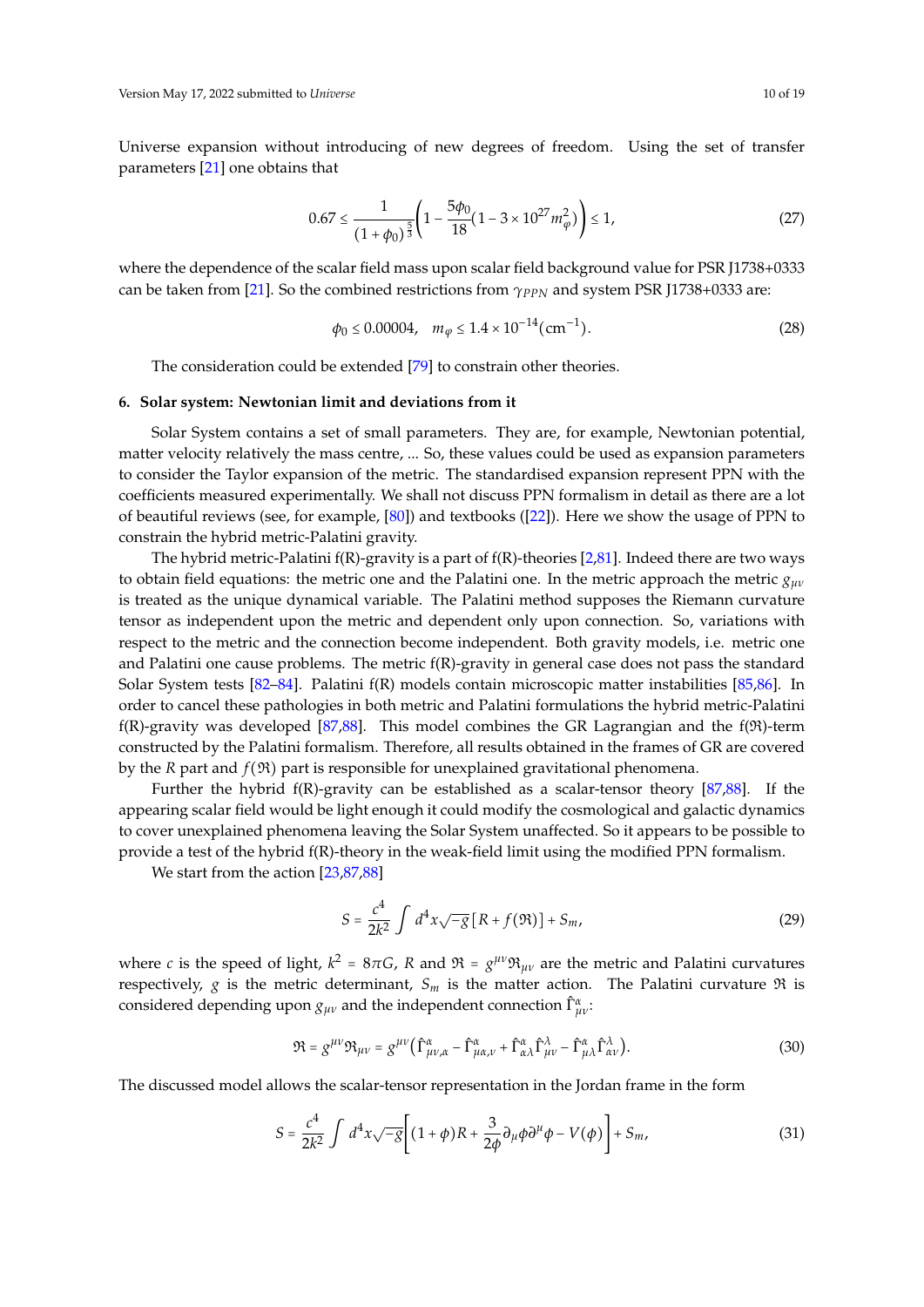Universe expansion without introducing of new degrees of freedom. Using the set of transfer parameters [21] one obtains that

$$0.67 \le \frac{1}{(1+\phi_0)^{\frac{5}{3}}}\left(1 - \frac{5\phi_0}{18}(1 - 3\times 10^{27} m_\varphi^2)\right) \le 1, \tag{27}$$

where the dependence of the scalar field mass upon scalar field background value for PSR J1738+0333 can be taken from [21]. So the combined restrictions from $\gamma_{PPN}$ and system PSR J1738+0333 are:

$$\phi_0 \le 0.00004, \quad m_\varphi \le 1.4\times 10^{-14}(\mathrm{cm}^{-1}). \tag{28}$$

The consideration could be extended [79] to constrain other theories.

## 6. Solar system: Newtonian limit and deviations from it

Solar System contains a set of small parameters. They are, for example, Newtonian potential, matter velocity relatively the mass centre, ... So, these values could be used as expansion parameters to consider the Taylor expansion of the metric. The standardised expansion represent PPN with the coefficients measured experimentally. We shall not discuss PPN formalism in detail as there are a lot of beautiful reviews (see, for example, [80]) and textbooks ([22]). Here we show the usage of PPN to constrain the hybrid metric-Palatini gravity.

The hybrid metric-Palatini f(R)-gravity is a part of f(R)-theories [2,81]. Indeed there are two ways to obtain field equations: the metric one and the Palatini one. In the metric approach the metric $g_{\mu\nu}$ is treated as the unique dynamical variable. The Palatini method supposes the Riemann curvature tensor as independent upon the metric and dependent only upon connection. So, variations with respect to the metric and the connection become independent. Both gravity models, i.e. metric one and Palatini one cause problems. The metric f(R)-gravity in general case does not pass the standard Solar System tests [82–84]. Palatini f(R) models contain microscopic matter instabilities [85,86]. In order to cancel these pathologies in both metric and Palatini formulations the hybrid metric-Palatini f(R)-gravity was developed [87,88]. This model combines the GR Lagrangian and the f($\mathfrak{R}$)-term constructed by the Palatini formalism. Therefore, all results obtained in the frames of GR are covered by the $R$ part and $f(\mathfrak{R})$ part is responsible for unexplained gravitational phenomena.

Further the hybrid f(R)-gravity can be established as a scalar-tensor theory [87,88]. If the appearing scalar field would be light enough it could modify the cosmological and galactic dynamics to cover unexplained phenomena leaving the Solar System unaffected. So it appears to be possible to provide a test of the hybrid f(R)-theory in the weak-field limit using the modified PPN formalism.

We start from the action [23,87,88]

$$S = \frac{c^4}{2k^2}\int d^4x\sqrt{-g}\left[R + f(\mathfrak{R})\right] + S_m, \tag{29}$$

where $c$ is the speed of light, $k^2 = 8\pi G$, $R$ and $\mathfrak{R} = g^{\mu\nu}\mathfrak{R}_{\mu\nu}$ are the metric and Palatini curvatures respectively, $g$ is the metric determinant, $S_m$ is the matter action. The Palatini curvature $\mathfrak{R}$ is considered depending upon $g_{\mu\nu}$ and the independent connection $\hat{\Gamma}^\alpha_{\mu\nu}$:

$$\mathfrak{R} = g^{\mu\nu}\mathfrak{R}_{\mu\nu} = g^{\mu\nu}\left(\hat{\Gamma}^\alpha_{\mu\nu,\alpha} - \hat{\Gamma}^\alpha_{\mu\alpha,\nu} + \hat{\Gamma}^\alpha_{\alpha\lambda}\hat{\Gamma}^\lambda_{\mu\nu} - \hat{\Gamma}^\alpha_{\mu\lambda}\hat{\Gamma}^\lambda_{\alpha\nu}\right). \tag{30}$$

The discussed model allows the scalar-tensor representation in the Jordan frame in the form

$$S = \frac{c^4}{2k^2}\int d^4x\sqrt{-g}\left[(1+\phi)R + \frac{3}{2\phi}\partial_\mu\phi\partial^\mu\phi - V(\phi)\right] + S_m, \tag{31}$$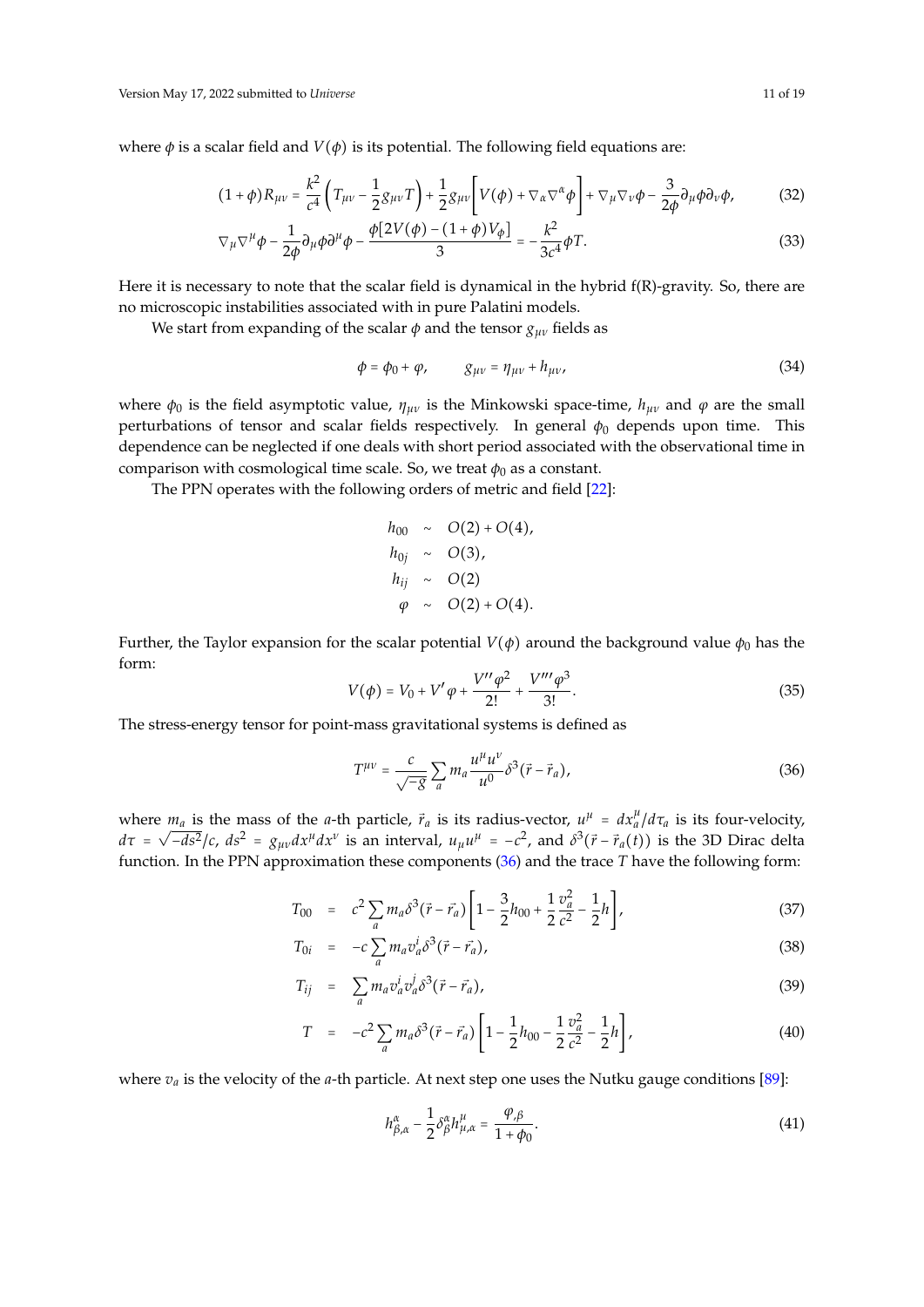where $\phi$ is a scalar field and $V(\phi)$ is its potential. The following field equations are:

$$(1+\phi)R_{\mu\nu} = \frac{k^2}{c^4}\left(T_{\mu\nu} - \frac{1}{2}g_{\mu\nu}T\right) + \frac{1}{2}g_{\mu\nu}\left[V(\phi) + \nabla_\alpha\nabla^\alpha\phi\right] + \nabla_\mu\nabla_\nu\phi - \frac{3}{2\phi}\partial_\mu\phi\partial_\nu\phi, \tag{32}$$

$$\nabla_\mu\nabla^\mu\phi - \frac{1}{2\phi}\partial_\mu\phi\partial^\mu\phi - \frac{\phi[2V(\phi) - (1+\phi)V_\phi]}{3} = -\frac{k^2}{3c^4}\phi T. \tag{33}$$

Here it is necessary to note that the scalar field is dynamical in the hybrid f(R)-gravity. So, there are no microscopic instabilities associated with in pure Palatini models.

We start from expanding of the scalar $\phi$ and the tensor $g_{\mu\nu}$ fields as

$$\phi = \phi_0 + \varphi, \qquad g_{\mu\nu} = \eta_{\mu\nu} + h_{\mu\nu}, \tag{34}$$

where $\phi_0$ is the field asymptotic value, $\eta_{\mu\nu}$ is the Minkowski space-time, $h_{\mu\nu}$ and $\varphi$ are the small perturbations of tensor and scalar fields respectively. In general $\phi_0$ depends upon time. This dependence can be neglected if one deals with short period associated with the observational time in comparison with cosmological time scale. So, we treat $\phi_0$ as a constant.

The PPN operates with the following orders of metric and field [22]:

$$\begin{aligned}
h_{00} &\sim O(2) + O(4),\\
h_{0j} &\sim O(3),\\
h_{ij} &\sim O(2)\\
\varphi &\sim O(2) + O(4).
\end{aligned}$$

Further, the Taylor expansion for the scalar potential $V(\phi)$ around the background value $\phi_0$ has the form:

$$V(\phi) = V_0 + V'\varphi + \frac{V''\varphi^2}{2!} + \frac{V'''\varphi^3}{3!}. \tag{35}$$

The stress-energy tensor for point-mass gravitational systems is defined as

$$T^{\mu\nu} = \frac{c}{\sqrt{-g}}\sum_a m_a \frac{u^\mu u^\nu}{u^0}\delta^3(\vec{r} - \vec{r}_a), \tag{36}$$

where $m_a$ is the mass of the $a$-th particle, $\vec{r}_a$ is its radius-vector, $u^\mu = dx_a^\mu/d\tau_a$ is its four-velocity, $d\tau = \sqrt{-ds^2}/c$, $ds^2 = g_{\mu\nu}dx^\mu dx^\nu$ is an interval, $u_\mu u^\mu = -c^2$, and $\delta^3(\vec{r} - \vec{r}_a(t))$ is the 3D Dirac delta function. In the PPN approximation these components (36) and the trace $T$ have the following form:

$$T_{00} = c^2\sum_a m_a\delta^3(\vec{r} - \vec{r}_a)\left[1 - \frac{3}{2}h_{00} + \frac{1}{2}\frac{v_a^2}{c^2} - \frac{1}{2}h\right], \tag{37}$$

$$T_{0i} = -c\sum_a m_a v_a^i\delta^3(\vec{r} - \vec{r}_a), \tag{38}$$

$$T_{ij} = \sum_a m_a v_a^i v_a^j\delta^3(\vec{r} - \vec{r}_a), \tag{39}$$

$$T = -c^2\sum_a m_a\delta^3(\vec{r} - \vec{r}_a)\left[1 - \frac{1}{2}h_{00} - \frac{1}{2}\frac{v_a^2}{c^2} - \frac{1}{2}h\right], \tag{40}$$

where $v_a$ is the velocity of the $a$-th particle. At next step one uses the Nutku gauge conditions [89]:

$$h^\alpha_{\beta,\alpha} - \frac{1}{2}\delta^\alpha_\beta h^\mu_{\mu,\alpha} = \frac{\varphi_{,\beta}}{1+\phi_0}. \tag{41}$$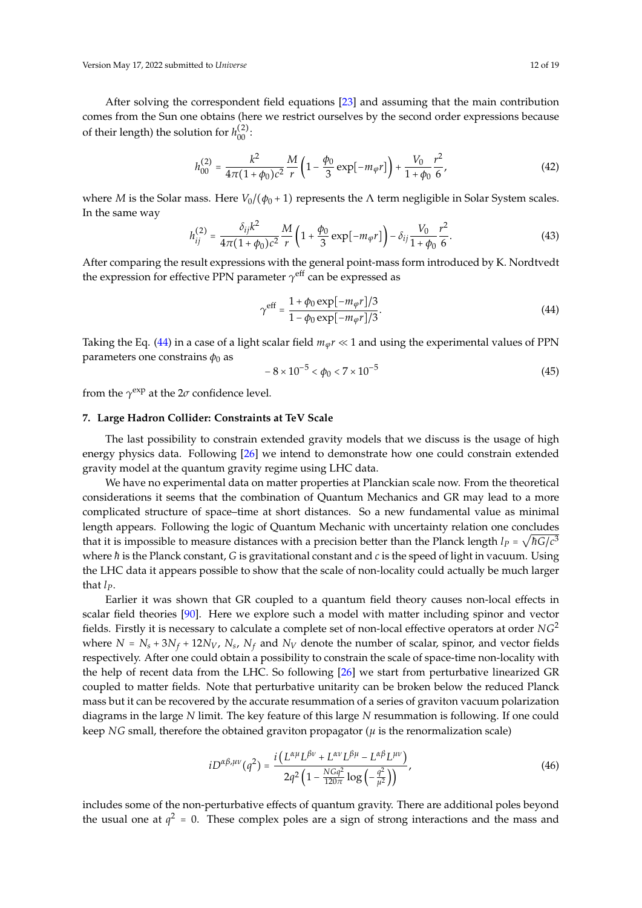After solving the correspondent field equations [23] and assuming that the main contribution comes from the Sun one obtains (here we restrict ourselves by the second order expressions because of their length) the solution for $h^{(2)}_{00}$:

$$h^{(2)}_{00} = \frac{k^2}{4\pi(1+\phi_0)c^2}\frac{M}{r}\left(1 - \frac{\phi_0}{3}\exp[-m_\varphi r]\right) + \frac{V_0}{1+\phi_0}\frac{r^2}{6}, \tag{42}$$

where $M$ is the Solar mass. Here $V_0/(\phi_0+1)$ represents the $\Lambda$ term negligible in Solar System scales. In the same way

$$h^{(2)}_{ij} = \frac{\delta_{ij}k^2}{4\pi(1+\phi_0)c^2}\frac{M}{r}\left(1 + \frac{\phi_0}{3}\exp[-m_\varphi r]\right) - \delta_{ij}\frac{V_0}{1+\phi_0}\frac{r^2}{6}. \tag{43}$$

After comparing the result expressions with the general point-mass form introduced by K. Nordtvedt the expression for effective PPN parameter $\gamma^{\rm eff}$ can be expressed as

$$\gamma^{\rm eff} = \frac{1+\phi_0\exp[-m_\varphi r]/3}{1-\phi_0\exp[-m_\varphi r]/3}. \tag{44}$$

Taking the Eq. (44) in a case of a light scalar field $m_\varphi r \ll 1$ and using the experimental values of PPN parameters one constrains $\phi_0$ as

$$-8\times 10^{-5} < \phi_0 < 7\times 10^{-5} \tag{45}$$

from the $\gamma^{\rm exp}$ at the $2\sigma$ confidence level.

#### 7. Large Hadron Collider: Constraints at TeV Scale

The last possibility to constrain extended gravity models that we discuss is the usage of high energy physics data. Following [26] we intend to demonstrate how one could constrain extended gravity model at the quantum gravity regime using LHC data.

We have no experimental data on matter properties at Planckian scale now. From the theoretical considerations it seems that the combination of Quantum Mechanics and GR may lead to a more complicated structure of space–time at short distances. So a new fundamental value as minimal length appears. Following the logic of Quantum Mechanic with uncertainty relation one concludes that it is impossible to measure distances with a precision better than the Planck length $l_P = \sqrt{\hbar G/c^3}$ where $\hbar$ is the Planck constant, $G$ is gravitational constant and $c$ is the speed of light in vacuum. Using the LHC data it appears possible to show that the scale of non-locality could actually be much larger that $l_P$.

Earlier it was shown that GR coupled to a quantum field theory causes non-local effects in scalar field theories [90]. Here we explore such a model with matter including spinor and vector fields. Firstly it is necessary to calculate a complete set of non-local effective operators at order $NG^2$ where $N = N_s + 3N_f + 12N_V$, $N_s$, $N_f$ and $N_V$ denote the number of scalar, spinor, and vector fields respectively. After one could obtain a possibility to constrain the scale of space-time non-locality with the help of recent data from the LHC. So following [26] we start from perturbative linearized GR coupled to matter fields. Note that perturbative unitarity can be broken below the reduced Planck mass but it can be recovered by the accurate resummation of a series of graviton vacuum polarization diagrams in the large $N$ limit. The key feature of this large $N$ resummation is following. If one could keep $NG$ small, therefore the obtained graviton propagator ($\mu$ is the renormalization scale)

$$iD^{\alpha\beta,\mu\nu}(q^2) = \frac{i\left(L^{\alpha\mu}L^{\beta\nu} + L^{\alpha\nu}L^{\beta\mu} - L^{\alpha\beta}L^{\mu\nu}\right)}{2q^2\left(1 - \frac{NGq^2}{120\pi}\log\left(-\frac{q^2}{\mu^2}\right)\right)}, \tag{46}$$

includes some of the non-perturbative effects of quantum gravity. There are additional poles beyond the usual one at $q^2 = 0$. These complex poles are a sign of strong interactions and the mass and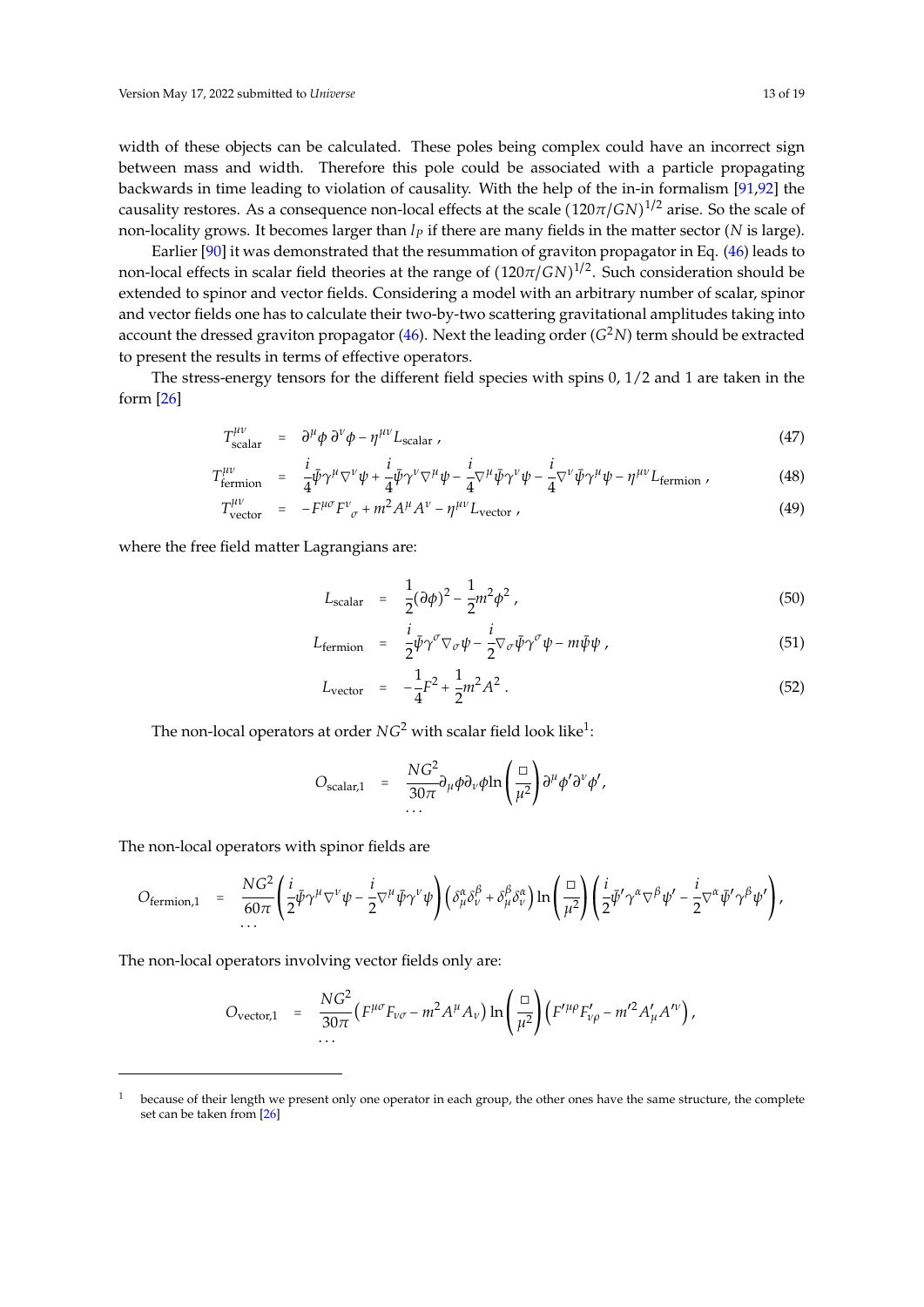width of these objects can be calculated. These poles being complex could have an incorrect sign between mass and width. Therefore this pole could be associated with a particle propagating backwards in time leading to violation of causality. With the help of the in-in formalism [91,92] the causality restores. As a consequence non-local effects at the scale $(120\pi/GN)^{1/2}$ arise. So the scale of non-locality grows. It becomes larger than $l_P$ if there are many fields in the matter sector ($N$ is large).

Earlier [90] it was demonstrated that the resummation of graviton propagator in Eq. (46) leads to non-local effects in scalar field theories at the range of $(120\pi/GN)^{1/2}$. Such consideration should be extended to spinor and vector fields. Considering a model with an arbitrary number of scalar, spinor and vector fields one has to calculate their two-by-two scattering gravitational amplitudes taking into account the dressed graviton propagator (46). Next the leading order ($G^2N$) term should be extracted to present the results in terms of effective operators.

The stress-energy tensors for the different field species with spins 0, 1/2 and 1 are taken in the form [26]

$$
\begin{aligned}
T^{\mu\nu}_{\text{scalar}} &= \partial^\mu\phi\,\partial^\nu\phi - \eta^{\mu\nu}L_{\text{scalar}}\,, & (47)\\
T^{\mu\nu}_{\text{fermion}} &= \frac{i}{4}\bar{\psi}\gamma^\mu\nabla^\nu\psi + \frac{i}{4}\bar{\psi}\gamma^\nu\nabla^\mu\psi - \frac{i}{4}\nabla^\mu\bar{\psi}\gamma^\nu\psi - \frac{i}{4}\nabla^\nu\bar{\psi}\gamma^\mu\psi - \eta^{\mu\nu}L_{\text{fermion}}\,, & (48)\\
T^{\mu\nu}_{\text{vector}} &= -F^{\mu\sigma}F^{\nu}{}_{\sigma} + m^2A^\mu A^\nu - \eta^{\mu\nu}L_{\text{vector}}\,, & (49)
\end{aligned}
$$

where the free field matter Lagrangians are:

$$
\begin{aligned}
L_{\text{scalar}} &= \frac{1}{2}(\partial\phi)^2 - \frac{1}{2}m^2\phi^2\,, & (50)\\
L_{\text{fermion}} &= \frac{i}{2}\bar{\psi}\gamma^\sigma\nabla_\sigma\psi - \frac{i}{2}\nabla_\sigma\bar{\psi}\gamma^\sigma\psi - m\bar{\psi}\psi\,, & (51)\\
L_{\text{vector}} &= -\frac{1}{4}F^2 + \frac{1}{2}m^2A^2\,. & (52)
\end{aligned}
$$

The non-local operators at order $NG^2$ with scalar field look like[1]:

$$
\begin{aligned}
O_{\text{scalar},1} &= \frac{NG^2}{30\pi}\partial_\mu\phi\partial_\nu\phi\ln\left(\frac{\Box}{\mu^2}\right)\partial^\mu\phi'\partial^\nu\phi'\,,\\
&\dots
\end{aligned}
$$

The non-local operators with spinor fields are

$$
\begin{aligned}
O_{\text{fermion},1} &= \frac{NG^2}{60\pi}\left(\frac{i}{2}\bar{\psi}\gamma^\mu\nabla^\nu\psi - \frac{i}{2}\nabla^\mu\bar{\psi}\gamma^\nu\psi\right)\left(\delta^\alpha_\mu\delta^\beta_\nu + \delta^\beta_\mu\delta^\alpha_\nu\right)\ln\left(\frac{\Box}{\mu^2}\right)\left(\frac{i}{2}\bar{\psi}'\gamma^\alpha\nabla^\beta\psi' - \frac{i}{2}\nabla^\alpha\bar{\psi}'\gamma^\beta\psi'\right),\\
&\dots
\end{aligned}
$$

The non-local operators involving vector fields only are:

$$
\begin{aligned}
O_{\text{vector},1} &= \frac{NG^2}{30\pi}\left(F^{\mu\sigma}F_{\nu\sigma} - m^2A^\mu A_\nu\right)\ln\left(\frac{\Box}{\mu^2}\right)\left(F'^{\mu\rho}F'_{\nu\rho} - m'^2A'_\mu A'^\nu\right),\\
&\dots
\end{aligned}
$$

[1] because of their length we present only one operator in each group, the other ones have the same structure, the complete set can be taken from [26]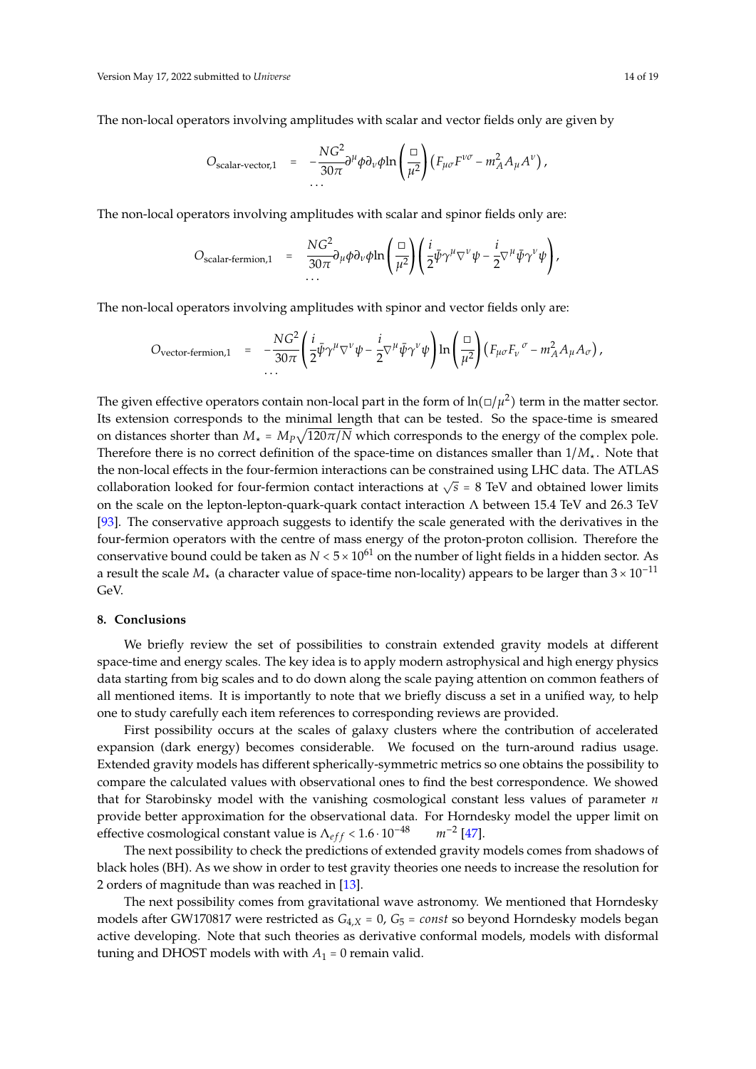The non-local operators involving amplitudes with scalar and vector fields only are given by

$$O_{\text{scalar-vector},1} = -\frac{NG^2}{30\pi}\partial^\mu\phi\partial_\nu\phi\ln\left(\frac{\square}{\mu^2}\right)\left(F_{\mu\sigma}F^{\nu\sigma} - m_A^2 A_\mu A^\nu\right),$$
$$\ldots$$

The non-local operators involving amplitudes with scalar and spinor fields only are:

$$O_{\text{scalar-fermion},1} = \frac{NG^2}{30\pi}\partial_\mu\phi\partial_\nu\phi\ln\left(\frac{\square}{\mu^2}\right)\left(\frac{i}{2}\bar\psi\gamma^\mu\nabla^\nu\psi - \frac{i}{2}\nabla^\mu\bar\psi\gamma^\nu\psi\right),$$
$$\ldots$$

The non-local operators involving amplitudes with spinor and vector fields only are:

$$O_{\text{vector-fermion},1} = -\frac{NG^2}{30\pi}\left(\frac{i}{2}\bar\psi\gamma^\mu\nabla^\nu\psi - \frac{i}{2}\nabla^\mu\bar\psi\gamma^\nu\psi\right)\ln\left(\frac{\square}{\mu^2}\right)\left(F_{\mu\sigma}F_\nu{}^\sigma - m_A^2 A_\mu A_\sigma\right),$$
$$\ldots$$

The given effective operators contain non-local part in the form of $\ln(\square/\mu^2)$ term in the matter sector. Its extension corresponds to the minimal length that can be tested. So the space-time is smeared on distances shorter than $M_\star = M_P\sqrt{120\pi/N}$ which corresponds to the energy of the complex pole. Therefore there is no correct definition of the space-time on distances smaller than $1/M_\star$. Note that the non-local effects in the four-fermion interactions can be constrained using LHC data. The ATLAS collaboration looked for four-fermion contact interactions at $\sqrt{s} = 8$ TeV and obtained lower limits on the scale on the lepton-lepton-quark-quark contact interaction $\Lambda$ between 15.4 TeV and 26.3 TeV [93]. The conservative approach suggests to identify the scale generated with the derivatives in the four-fermion operators with the centre of mass energy of the proton-proton collision. Therefore the conservative bound could be taken as $N < 5\times10^{61}$ on the number of light fields in a hidden sector. As a result the scale $M_\star$ (a character value of space-time non-locality) appears to be larger than $3\times10^{-11}$ GeV.

## 8. Conclusions

We briefly review the set of possibilities to constrain extended gravity models at different space-time and energy scales. The key idea is to apply modern astrophysical and high energy physics data starting from big scales and to do down along the scale paying attention on common feathers of all mentioned items. It is importantly to note that we briefly discuss a set in a unified way, to help one to study carefully each item references to corresponding reviews are provided.

First possibility occurs at the scales of galaxy clusters where the contribution of accelerated expansion (dark energy) becomes considerable. We focused on the turn-around radius usage. Extended gravity models has different spherically-symmetric metrics so one obtains the possibility to compare the calculated values with observational ones to find the best correspondence. We showed that for Starobinsky model with the vanishing cosmological constant less values of parameter $n$ provide better approximation for the observational data. For Horndesky model the upper limit on effective cosmological constant value is $\Lambda_{eff} < 1.6\cdot10^{-48} \quad m^{-2}$ [47].

The next possibility to check the predictions of extended gravity models comes from shadows of black holes (BH). As we show in order to test gravity theories one needs to increase the resolution for 2 orders of magnitude than was reached in [13].

The next possibility comes from gravitational wave astronomy. We mentioned that Horndesky models after GW170817 were restricted as $G_{4,X} = 0$, $G_5 = const$ so beyond Horndesky models began active developing. Note that such theories as derivative conformal models, models with disformal tuning and DHOST models with with $A_1 = 0$ remain valid.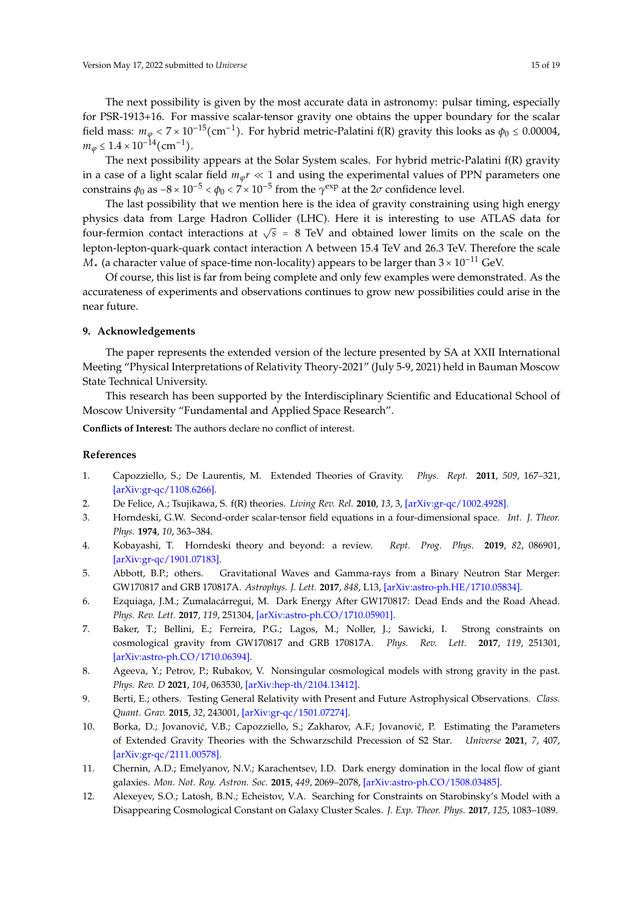The next possibility is given by the most accurate data in astronomy: pulsar timing, especially for PSR-1913+16. For massive scalar-tensor gravity one obtains the upper boundary for the scalar field mass: $m_\varphi < 7 \times 10^{-15} (\mathrm{cm}^{-1})$. For hybrid metric-Palatini f(R) gravity this looks as $\phi_0 \leq 0.00004$, $m_\varphi \leq 1.4 \times 10^{-14} (\mathrm{cm}^{-1})$.

The next possibility appears at the Solar System scales. For hybrid metric-Palatini f(R) gravity in a case of a light scalar field $m_\varphi r \ll 1$ and using the experimental values of PPN parameters one constrains $\phi_0$ as $-8 \times 10^{-5} < \phi_0 < 7 \times 10^{-5}$ from the $\gamma^{\mathrm{exp}}$ at the $2\sigma$ confidence level.

The last possibility that we mention here is the idea of gravity constraining using high energy physics data from Large Hadron Collider (LHC). Here it is interesting to use ATLAS data for four-fermion contact interactions at $\sqrt{s} = 8$ TeV and obtained lower limits on the scale on the lepton-lepton-quark-quark contact interaction $\Lambda$ between 15.4 TeV and 26.3 TeV. Therefore the scale $M_\star$ (a character value of space-time non-locality) appears to be larger than $3 \times 10^{-11}$ GeV.

Of course, this list is far from being complete and only few examples were demonstrated. As the accurateness of experiments and observations continues to grow new possibilities could arise in the near future.

## 9. Acknowledgements

The paper represents the extended version of the lecture presented by SA at XXII International Meeting "Physical Interpretations of Relativity Theory-2021" (July 5-9, 2021) held in Bauman Moscow State Technical University.

This research has been supported by the Interdisciplinary Scientific and Educational School of Moscow University "Fundamental and Applied Space Research".

**Conflicts of Interest:** The authors declare no conflict of interest.

## References

1. Capozziello, S.; De Laurentis, M. Extended Theories of Gravity. *Phys. Rept.* **2011**, *509*, 167–321, [arXiv:gr-qc/1108.6266].
2. De Felice, A.; Tsujikawa, S. f(R) theories. *Living Rev. Rel.* **2010**, *13*, 3, [arXiv:gr-qc/1002.4928].
3. Horndeski, G.W. Second-order scalar-tensor field equations in a four-dimensional space. *Int. J. Theor. Phys.* **1974**, *10*, 363–384.
4. Kobayashi, T. Horndeski theory and beyond: a review. *Rept. Prog. Phys.* **2019**, *82*, 086901, [arXiv:gr-qc/1901.07183].
5. Abbott, B.P.; others. Gravitational Waves and Gamma-rays from a Binary Neutron Star Merger: GW170817 and GRB 170817A. *Astrophys. J. Lett.* **2017**, *848*, L13, [arXiv:astro-ph.HE/1710.05834].
6. Ezquiaga, J.M.; Zumalacárregui, M. Dark Energy After GW170817: Dead Ends and the Road Ahead. *Phys. Rev. Lett.* **2017**, *119*, 251304, [arXiv:astro-ph.CO/1710.05901].
7. Baker, T.; Bellini, E.; Ferreira, P.G.; Lagos, M.; Noller, J.; Sawicki, I. Strong constraints on cosmological gravity from GW170817 and GRB 170817A. *Phys. Rev. Lett.* **2017**, *119*, 251301, [arXiv:astro-ph.CO/1710.06394].
8. Ageeva, Y.; Petrov, P.; Rubakov, V. Nonsingular cosmological models with strong gravity in the past. *Phys. Rev. D* **2021**, *104*, 063530, [arXiv:hep-th/2104.13412].
9. Berti, E.; others. Testing General Relativity with Present and Future Astrophysical Observations. *Class. Quant. Grav.* **2015**, *32*, 243001, [arXiv:gr-qc/1501.07274].
10. Borka, D.; Jovanović, V.B.; Capozziello, S.; Zakharov, A.F.; Jovanović, P. Estimating the Parameters of Extended Gravity Theories with the Schwarzschild Precession of S2 Star. *Universe* **2021**, *7*, 407, [arXiv:gr-qc/2111.00578].
11. Chernin, A.D.; Emelyanov, N.V.; Karachentsev, I.D. Dark energy domination in the local flow of giant galaxies. *Mon. Not. Roy. Astron. Soc.* **2015**, *449*, 2069–2078, [arXiv:astro-ph.CO/1508.03485].
12. Alexeyev, S.O.; Latosh, B.N.; Echeistov, V.A. Searching for Constraints on Starobinsky's Model with a Disappearing Cosmological Constant on Galaxy Cluster Scales. *J. Exp. Theor. Phys.* **2017**, *125*, 1083–1089.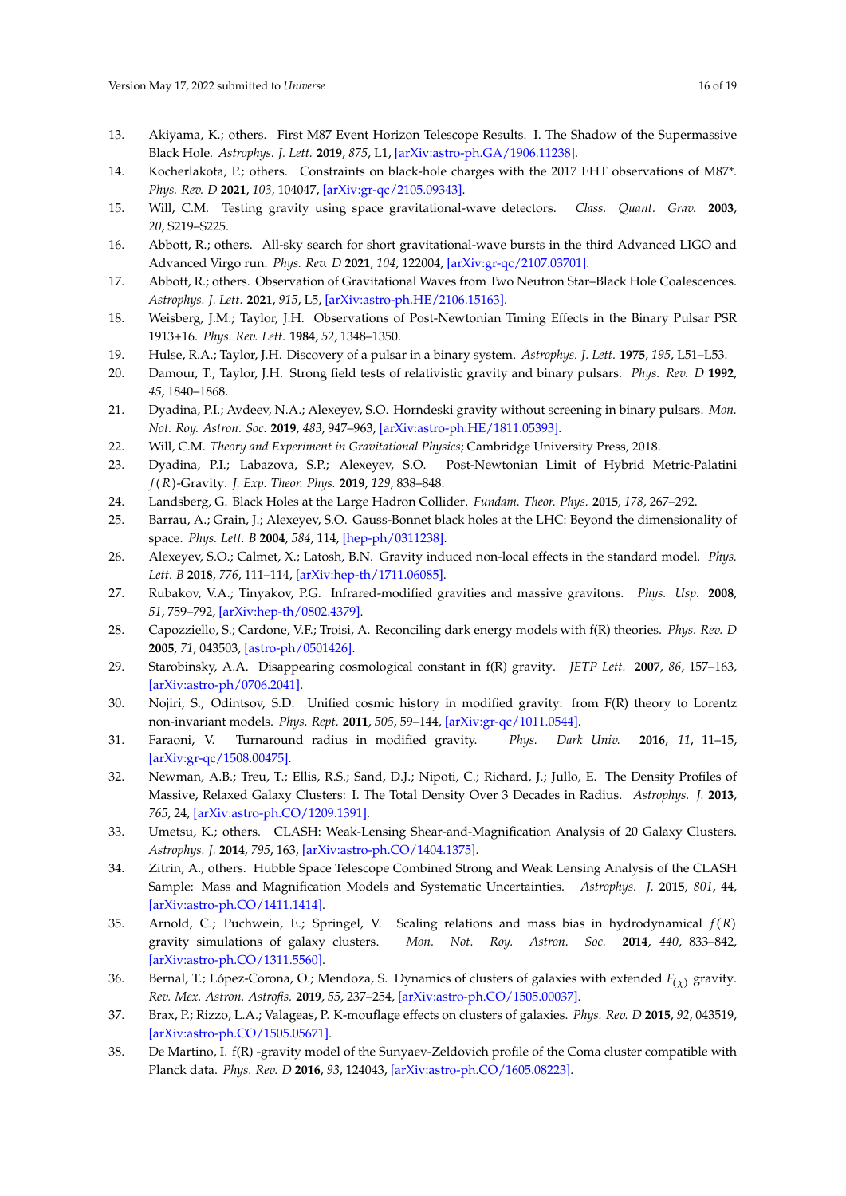13. Akiyama, K.; others. First M87 Event Horizon Telescope Results. I. The Shadow of the Supermassive Black Hole. *Astrophys. J. Lett.* **2019**, *875*, L1, [arXiv:astro-ph.GA/1906.11238].
14. Kocherlakota, P.; others. Constraints on black-hole charges with the 2017 EHT observations of M87*. *Phys. Rev. D* **2021**, *103*, 104047, [arXiv:gr-qc/2105.09343].
15. Will, C.M. Testing gravity using space gravitational-wave detectors. *Class. Quant. Grav.* **2003**, *20*, S219–S225.
16. Abbott, R.; others. All-sky search for short gravitational-wave bursts in the third Advanced LIGO and Advanced Virgo run. *Phys. Rev. D* **2021**, *104*, 122004, [arXiv:gr-qc/2107.03701].
17. Abbott, R.; others. Observation of Gravitational Waves from Two Neutron Star–Black Hole Coalescences. *Astrophys. J. Lett.* **2021**, *915*, L5, [arXiv:astro-ph.HE/2106.15163].
18. Weisberg, J.M.; Taylor, J.H. Observations of Post-Newtonian Timing Effects in the Binary Pulsar PSR 1913+16. *Phys. Rev. Lett.* **1984**, *52*, 1348–1350.
19. Hulse, R.A.; Taylor, J.H. Discovery of a pulsar in a binary system. *Astrophys. J. Lett.* **1975**, *195*, L51–L53.
20. Damour, T.; Taylor, J.H. Strong field tests of relativistic gravity and binary pulsars. *Phys. Rev. D* **1992**, *45*, 1840–1868.
21. Dyadina, P.I.; Avdeev, N.A.; Alexeyev, S.O. Horndeski gravity without screening in binary pulsars. *Mon. Not. Roy. Astron. Soc.* **2019**, *483*, 947–963, [arXiv:astro-ph.HE/1811.05393].
22. Will, C.M. *Theory and Experiment in Gravitational Physics*; Cambridge University Press, 2018.
23. Dyadina, P.I.; Labazova, S.P.; Alexeyev, S.O. Post-Newtonian Limit of Hybrid Metric-Palatini $f(R)$-Gravity. *J. Exp. Theor. Phys.* **2019**, *129*, 838–848.
24. Landsberg, G. Black Holes at the Large Hadron Collider. *Fundam. Theor. Phys.* **2015**, *178*, 267–292.
25. Barrau, A.; Grain, J.; Alexeyev, S.O. Gauss-Bonnet black holes at the LHC: Beyond the dimensionality of space. *Phys. Lett. B* **2004**, *584*, 114, [hep-ph/0311238].
26. Alexeyev, S.O.; Calmet, X.; Latosh, B.N. Gravity induced non-local effects in the standard model. *Phys. Lett. B* **2018**, *776*, 111–114, [arXiv:hep-th/1711.06085].
27. Rubakov, V.A.; Tinyakov, P.G. Infrared-modified gravities and massive gravitons. *Phys. Usp.* **2008**, *51*, 759–792, [arXiv:hep-th/0802.4379].
28. Capozziello, S.; Cardone, V.F.; Troisi, A. Reconciling dark energy models with f(R) theories. *Phys. Rev. D* **2005**, *71*, 043503, [astro-ph/0501426].
29. Starobinsky, A.A. Disappearing cosmological constant in f(R) gravity. *JETP Lett.* **2007**, *86*, 157–163, [arXiv:astro-ph/0706.2041].
30. Nojiri, S.; Odintsov, S.D. Unified cosmic history in modified gravity: from F(R) theory to Lorentz non-invariant models. *Phys. Rept.* **2011**, *505*, 59–144, [arXiv:gr-qc/1011.0544].
31. Faraoni, V. Turnaround radius in modified gravity. *Phys. Dark Univ.* **2016**, *11*, 11–15, [arXiv:gr-qc/1508.00475].
32. Newman, A.B.; Treu, T.; Ellis, R.S.; Sand, D.J.; Nipoti, C.; Richard, J.; Jullo, E. The Density Profiles of Massive, Relaxed Galaxy Clusters: I. The Total Density Over 3 Decades in Radius. *Astrophys. J.* **2013**, *765*, 24, [arXiv:astro-ph.CO/1209.1391].
33. Umetsu, K.; others. CLASH: Weak-Lensing Shear-and-Magnification Analysis of 20 Galaxy Clusters. *Astrophys. J.* **2014**, *795*, 163, [arXiv:astro-ph.CO/1404.1375].
34. Zitrin, A.; others. Hubble Space Telescope Combined Strong and Weak Lensing Analysis of the CLASH Sample: Mass and Magnification Models and Systematic Uncertainties. *Astrophys. J.* **2015**, *801*, 44, [arXiv:astro-ph.CO/1411.1414].
35. Arnold, C.; Puchwein, E.; Springel, V. Scaling relations and mass bias in hydrodynamical $f(R)$ gravity simulations of galaxy clusters. *Mon. Not. Roy. Astron. Soc.* **2014**, *440*, 833–842, [arXiv:astro-ph.CO/1311.5560].
36. Bernal, T.; López-Corona, O.; Mendoza, S. Dynamics of clusters of galaxies with extended $F_{(\chi)}$ gravity. *Rev. Mex. Astron. Astrofis.* **2019**, *55*, 237–254, [arXiv:astro-ph.CO/1505.00037].
37. Brax, P.; Rizzo, L.A.; Valageas, P. K-mouflage effects on clusters of galaxies. *Phys. Rev. D* **2015**, *92*, 043519, [arXiv:astro-ph.CO/1505.05671].
38. De Martino, I. f(R) -gravity model of the Sunyaev-Zeldovich profile of the Coma cluster compatible with Planck data. *Phys. Rev. D* **2016**, *93*, 124043, [arXiv:astro-ph.CO/1605.08223].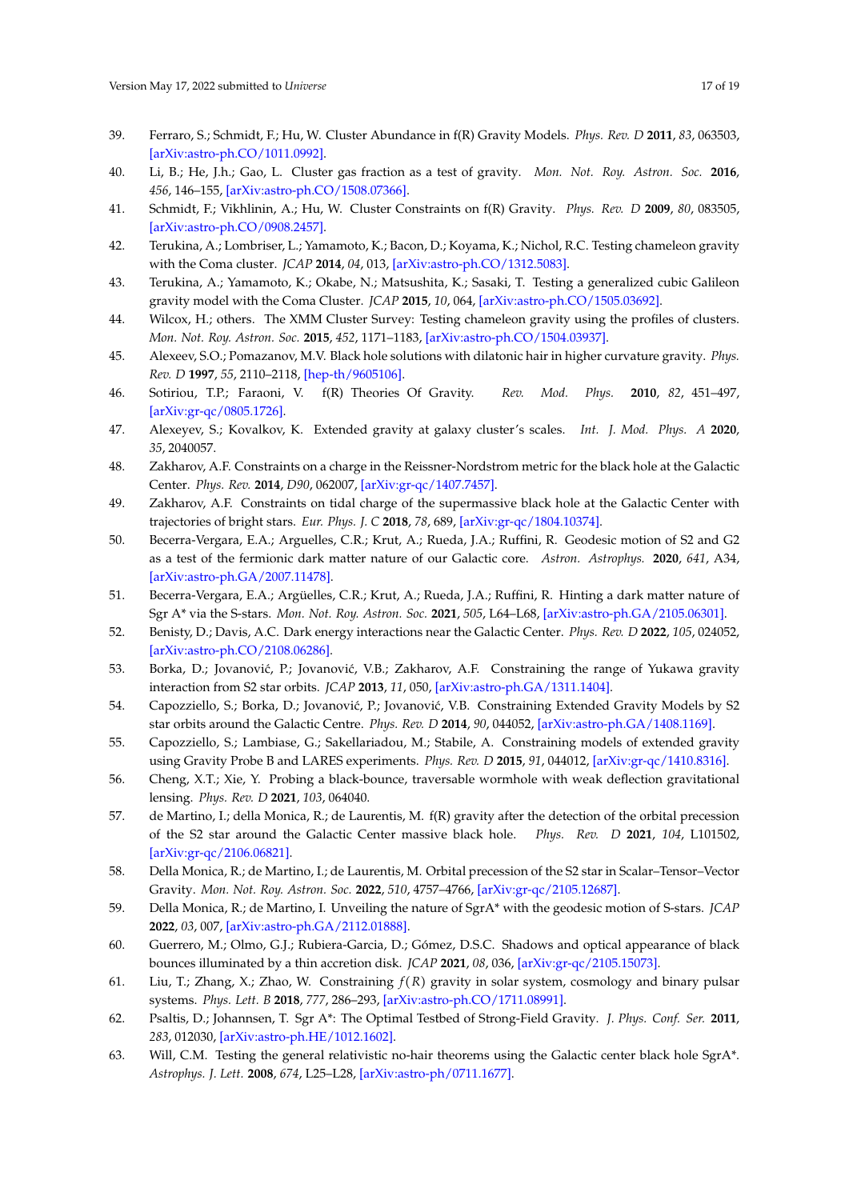39. Ferraro, S.; Schmidt, F.; Hu, W. Cluster Abundance in f(R) Gravity Models. *Phys. Rev. D* **2011**, *83*, 063503, [arXiv:astro-ph.CO/1011.0992].
40. Li, B.; He, J.h.; Gao, L. Cluster gas fraction as a test of gravity. *Mon. Not. Roy. Astron. Soc.* **2016**, *456*, 146–155, [arXiv:astro-ph.CO/1508.07366].
41. Schmidt, F.; Vikhlinin, A.; Hu, W. Cluster Constraints on f(R) Gravity. *Phys. Rev. D* **2009**, *80*, 083505, [arXiv:astro-ph.CO/0908.2457].
42. Terukina, A.; Lombriser, L.; Yamamoto, K.; Bacon, D.; Koyama, K.; Nichol, R.C. Testing chameleon gravity with the Coma cluster. *JCAP* **2014**, *04*, 013, [arXiv:astro-ph.CO/1312.5083].
43. Terukina, A.; Yamamoto, K.; Okabe, N.; Matsushita, K.; Sasaki, T. Testing a generalized cubic Galileon gravity model with the Coma Cluster. *JCAP* **2015**, *10*, 064, [arXiv:astro-ph.CO/1505.03692].
44. Wilcox, H.; others. The XMM Cluster Survey: Testing chameleon gravity using the profiles of clusters. *Mon. Not. Roy. Astron. Soc.* **2015**, *452*, 1171–1183, [arXiv:astro-ph.CO/1504.03937].
45. Alexeev, S.O.; Pomazanov, M.V. Black hole solutions with dilatonic hair in higher curvature gravity. *Phys. Rev. D* **1997**, *55*, 2110–2118, [hep-th/9605106].
46. Sotiriou, T.P.; Faraoni, V. f(R) Theories Of Gravity. *Rev. Mod. Phys.* **2010**, *82*, 451–497, [arXiv:gr-qc/0805.1726].
47. Alexeyev, S.; Kovalkov, K. Extended gravity at galaxy cluster's scales. *Int. J. Mod. Phys. A* **2020**, *35*, 2040057.
48. Zakharov, A.F. Constraints on a charge in the Reissner-Nordstrom metric for the black hole at the Galactic Center. *Phys. Rev.* **2014**, *D90*, 062007, [arXiv:gr-qc/1407.7457].
49. Zakharov, A.F. Constraints on tidal charge of the supermassive black hole at the Galactic Center with trajectories of bright stars. *Eur. Phys. J. C* **2018**, *78*, 689, [arXiv:gr-qc/1804.10374].
50. Becerra-Vergara, E.A.; Arguelles, C.R.; Krut, A.; Rueda, J.A.; Ruffini, R. Geodesic motion of S2 and G2 as a test of the fermionic dark matter nature of our Galactic core. *Astron. Astrophys.* **2020**, *641*, A34, [arXiv:astro-ph.GA/2007.11478].
51. Becerra-Vergara, E.A.; Argüelles, C.R.; Krut, A.; Rueda, J.A.; Ruffini, R. Hinting a dark matter nature of Sgr A* via the S-stars. *Mon. Not. Roy. Astron. Soc.* **2021**, *505*, L64–L68, [arXiv:astro-ph.GA/2105.06301].
52. Benisty, D.; Davis, A.C. Dark energy interactions near the Galactic Center. *Phys. Rev. D* **2022**, *105*, 024052, [arXiv:astro-ph.CO/2108.06286].
53. Borka, D.; Jovanović, P.; Jovanović, V.B.; Zakharov, A.F. Constraining the range of Yukawa gravity interaction from S2 star orbits. *JCAP* **2013**, *11*, 050, [arXiv:astro-ph.GA/1311.1404].
54. Capozziello, S.; Borka, D.; Jovanović, P.; Jovanović, V.B. Constraining Extended Gravity Models by S2 star orbits around the Galactic Centre. *Phys. Rev. D* **2014**, *90*, 044052, [arXiv:astro-ph.GA/1408.1169].
55. Capozziello, S.; Lambiase, G.; Sakellariadou, M.; Stabile, A. Constraining models of extended gravity using Gravity Probe B and LARES experiments. *Phys. Rev. D* **2015**, *91*, 044012, [arXiv:gr-qc/1410.8316].
56. Cheng, X.T.; Xie, Y. Probing a black-bounce, traversable wormhole with weak deflection gravitational lensing. *Phys. Rev. D* **2021**, *103*, 064040.
57. de Martino, I.; della Monica, R.; de Laurentis, M. f(R) gravity after the detection of the orbital precession of the S2 star around the Galactic Center massive black hole. *Phys. Rev. D* **2021**, *104*, L101502, [arXiv:gr-qc/2106.06821].
58. Della Monica, R.; de Martino, I.; de Laurentis, M. Orbital precession of the S2 star in Scalar–Tensor–Vector Gravity. *Mon. Not. Roy. Astron. Soc.* **2022**, *510*, 4757–4766, [arXiv:gr-qc/2105.12687].
59. Della Monica, R.; de Martino, I. Unveiling the nature of SgrA* with the geodesic motion of S-stars. *JCAP* **2022**, *03*, 007, [arXiv:astro-ph.GA/2112.01888].
60. Guerrero, M.; Olmo, G.J.; Rubiera-Garcia, D.; Gómez, D.S.C. Shadows and optical appearance of black bounces illuminated by a thin accretion disk. *JCAP* **2021**, *08*, 036, [arXiv:gr-qc/2105.15073].
61. Liu, T.; Zhang, X.; Zhao, W. Constraining $f(R)$ gravity in solar system, cosmology and binary pulsar systems. *Phys. Lett. B* **2018**, *777*, 286–293, [arXiv:astro-ph.CO/1711.08991].
62. Psaltis, D.; Johannsen, T. Sgr A*: The Optimal Testbed of Strong-Field Gravity. *J. Phys. Conf. Ser.* **2011**, *283*, 012030, [arXiv:astro-ph.HE/1012.1602].
63. Will, C.M. Testing the general relativistic no-hair theorems using the Galactic center black hole SgrA*. *Astrophys. J. Lett.* **2008**, *674*, L25–L28, [arXiv:astro-ph/0711.1677].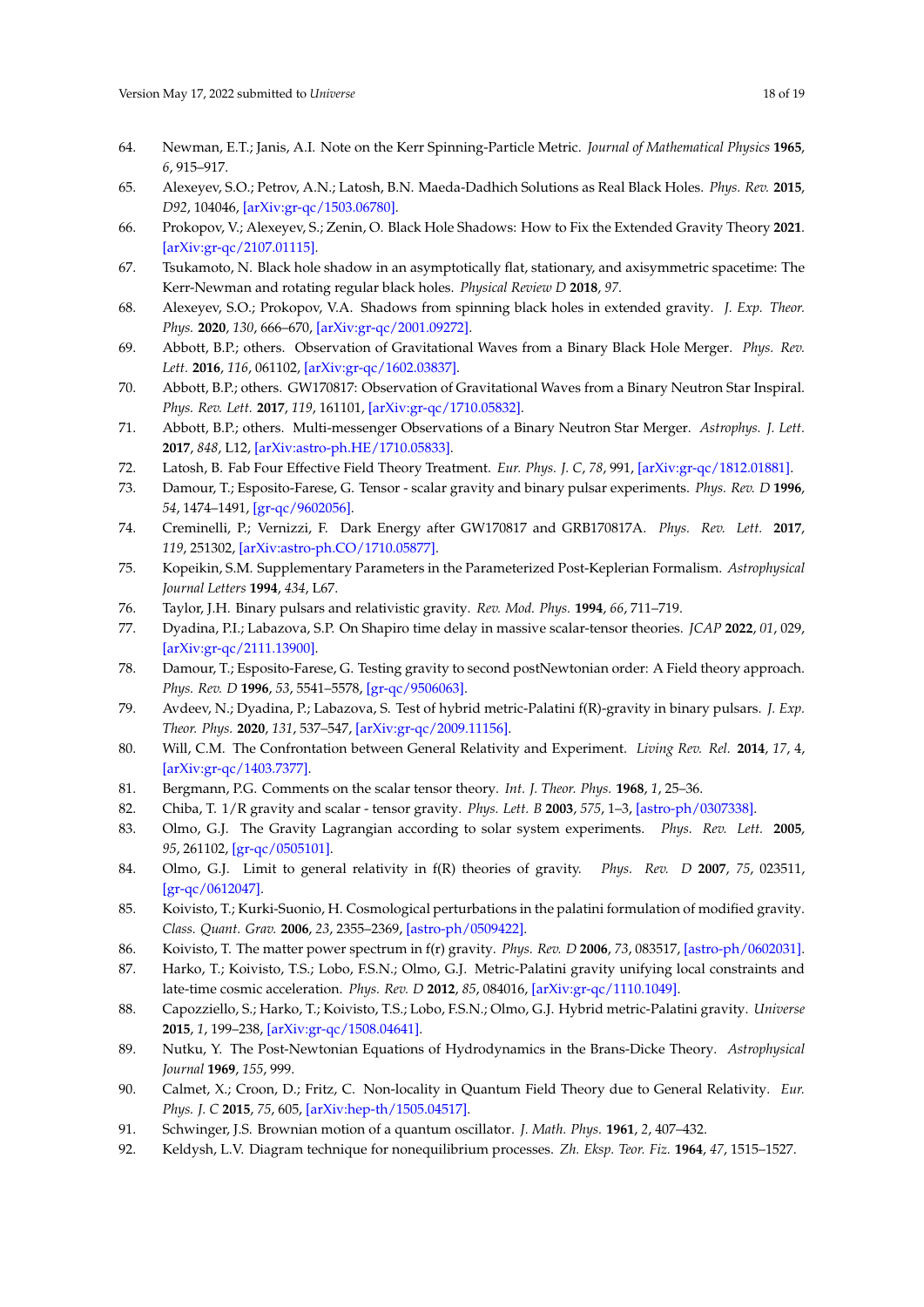64. Newman, E.T.; Janis, A.I. Note on the Kerr Spinning-Particle Metric. *Journal of Mathematical Physics* **1965**, *6*, 915–917.
65. Alexeyev, S.O.; Petrov, A.N.; Latosh, B.N. Maeda-Dadhich Solutions as Real Black Holes. *Phys. Rev.* **2015**, *D92*, 104046, [arXiv:gr-qc/1503.06780].
66. Prokopov, V.; Alexeyev, S.; Zenin, O. Black Hole Shadows: How to Fix the Extended Gravity Theory **2021**. [arXiv:gr-qc/2107.01115].
67. Tsukamoto, N. Black hole shadow in an asymptotically flat, stationary, and axisymmetric spacetime: The Kerr-Newman and rotating regular black holes. *Physical Review D* **2018**, *97*.
68. Alexeyev, S.O.; Prokopov, V.A. Shadows from spinning black holes in extended gravity. *J. Exp. Theor. Phys.* **2020**, *130*, 666–670, [arXiv:gr-qc/2001.09272].
69. Abbott, B.P.; others. Observation of Gravitational Waves from a Binary Black Hole Merger. *Phys. Rev. Lett.* **2016**, *116*, 061102, [arXiv:gr-qc/1602.03837].
70. Abbott, B.P.; others. GW170817: Observation of Gravitational Waves from a Binary Neutron Star Inspiral. *Phys. Rev. Lett.* **2017**, *119*, 161101, [arXiv:gr-qc/1710.05832].
71. Abbott, B.P.; others. Multi-messenger Observations of a Binary Neutron Star Merger. *Astrophys. J. Lett.* **2017**, *848*, L12, [arXiv:astro-ph.HE/1710.05833].
72. Latosh, B. Fab Four Effective Field Theory Treatment. *Eur. Phys. J. C*, *78*, 991, [arXiv:gr-qc/1812.01881].
73. Damour, T.; Esposito-Farese, G. Tensor - scalar gravity and binary pulsar experiments. *Phys. Rev. D* **1996**, *54*, 1474–1491, [gr-qc/9602056].
74. Creminelli, P.; Vernizzi, F. Dark Energy after GW170817 and GRB170817A. *Phys. Rev. Lett.* **2017**, *119*, 251302, [arXiv:astro-ph.CO/1710.05877].
75. Kopeikin, S.M. Supplementary Parameters in the Parameterized Post-Keplerian Formalism. *Astrophysical Journal Letters* **1994**, *434*, L67.
76. Taylor, J.H. Binary pulsars and relativistic gravity. *Rev. Mod. Phys.* **1994**, *66*, 711–719.
77. Dyadina, P.I.; Labazova, S.P. On Shapiro time delay in massive scalar-tensor theories. *JCAP* **2022**, *01*, 029, [arXiv:gr-qc/2111.13900].
78. Damour, T.; Esposito-Farese, G. Testing gravity to second postNewtonian order: A Field theory approach. *Phys. Rev. D* **1996**, *53*, 5541–5578, [gr-qc/9506063].
79. Avdeev, N.; Dyadina, P.; Labazova, S. Test of hybrid metric-Palatini f(R)-gravity in binary pulsars. *J. Exp. Theor. Phys.* **2020**, *131*, 537–547, [arXiv:gr-qc/2009.11156].
80. Will, C.M. The Confrontation between General Relativity and Experiment. *Living Rev. Rel.* **2014**, *17*, 4, [arXiv:gr-qc/1403.7377].
81. Bergmann, P.G. Comments on the scalar tensor theory. *Int. J. Theor. Phys.* **1968**, *1*, 25–36.
82. Chiba, T. 1/R gravity and scalar - tensor gravity. *Phys. Lett. B* **2003**, *575*, 1–3, [astro-ph/0307338].
83. Olmo, G.J. The Gravity Lagrangian according to solar system experiments. *Phys. Rev. Lett.* **2005**, *95*, 261102, [gr-qc/0505101].
84. Olmo, G.J. Limit to general relativity in f(R) theories of gravity. *Phys. Rev. D* **2007**, *75*, 023511, [gr-qc/0612047].
85. Koivisto, T.; Kurki-Suonio, H. Cosmological perturbations in the palatini formulation of modified gravity. *Class. Quant. Grav.* **2006**, *23*, 2355–2369, [astro-ph/0509422].
86. Koivisto, T. The matter power spectrum in f(r) gravity. *Phys. Rev. D* **2006**, *73*, 083517, [astro-ph/0602031].
87. Harko, T.; Koivisto, T.S.; Lobo, F.S.N.; Olmo, G.J. Metric-Palatini gravity unifying local constraints and late-time cosmic acceleration. *Phys. Rev. D* **2012**, *85*, 084016, [arXiv:gr-qc/1110.1049].
88. Capozziello, S.; Harko, T.; Koivisto, T.S.; Lobo, F.S.N.; Olmo, G.J. Hybrid metric-Palatini gravity. *Universe* **2015**, *1*, 199–238, [arXiv:gr-qc/1508.04641].
89. Nutku, Y. The Post-Newtonian Equations of Hydrodynamics in the Brans-Dicke Theory. *Astrophysical Journal* **1969**, *155*, 999.
90. Calmet, X.; Croon, D.; Fritz, C. Non-locality in Quantum Field Theory due to General Relativity. *Eur. Phys. J. C* **2015**, *75*, 605, [arXiv:hep-th/1505.04517].
91. Schwinger, J.S. Brownian motion of a quantum oscillator. *J. Math. Phys.* **1961**, *2*, 407–432.
92. Keldysh, L.V. Diagram technique for nonequilibrium processes. *Zh. Eksp. Teor. Fiz.* **1964**, *47*, 1515–1527.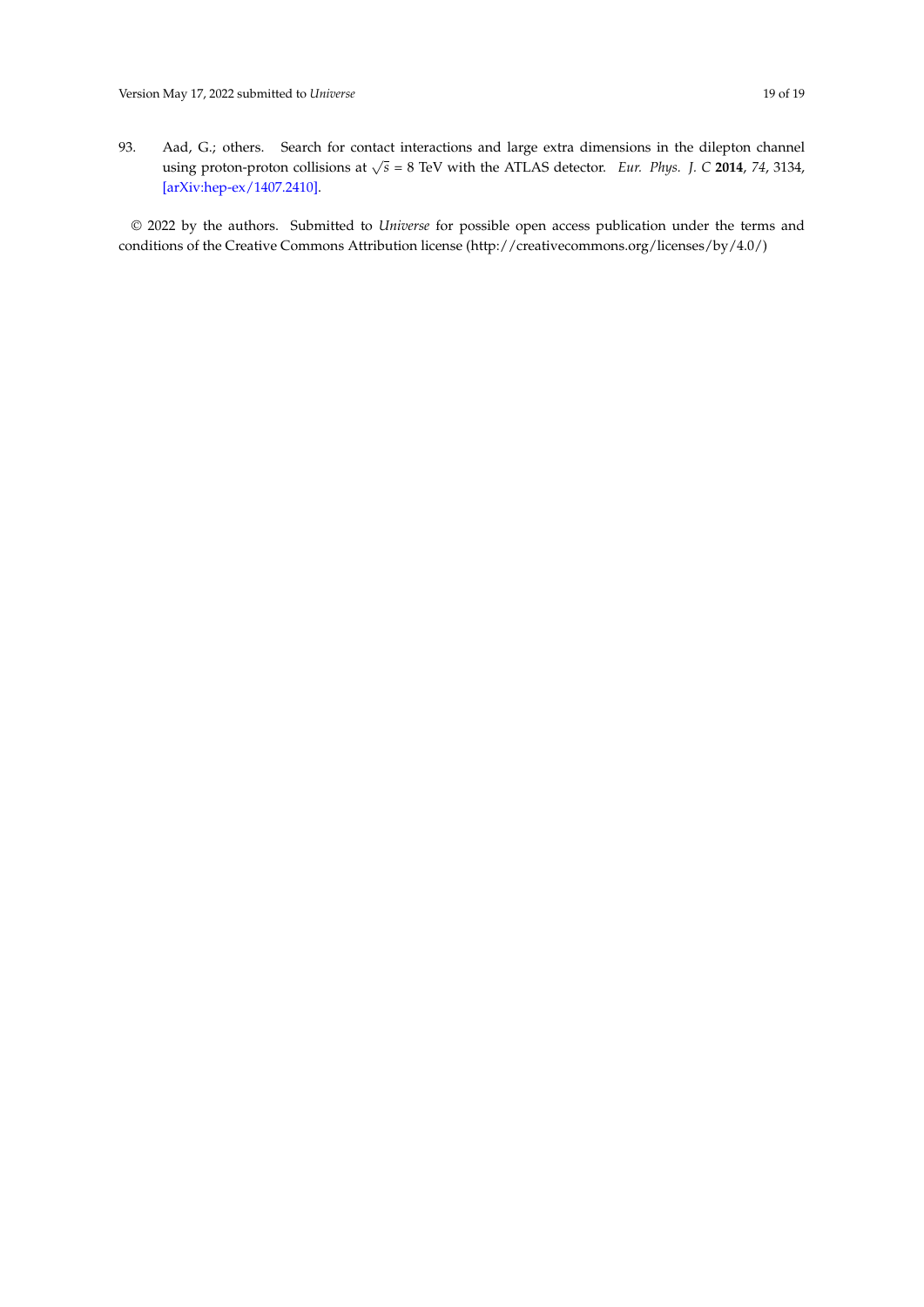93. Aad, G.; others. Search for contact interactions and large extra dimensions in the dilepton channel using proton-proton collisions at $\sqrt{s}$ = 8 TeV with the ATLAS detector. *Eur. Phys. J. C* **2014**, *74*, 3134, [arXiv:hep-ex/1407.2410].

© 2022 by the authors. Submitted to *Universe* for possible open access publication under the terms and conditions of the Creative Commons Attribution license (http://creativecommons.org/licenses/by/4.0/)